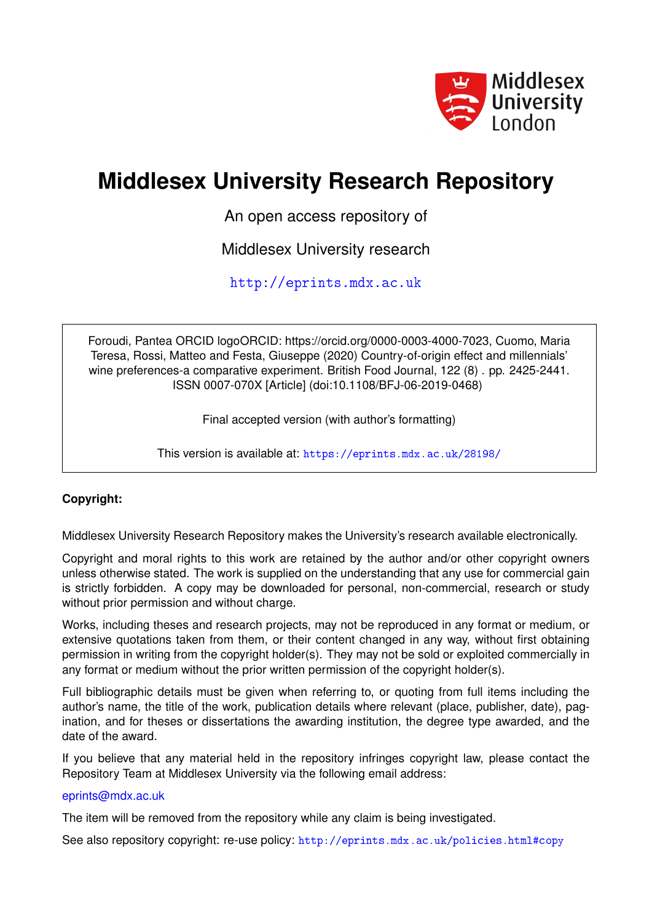# Middlesex University Research Repository

An open access repository of

Middlesex University research

http://eprints.mdx.ac.uk

Foroudi, Pantea ORCID logoORCID: https://orcid.org/0000-0003-4000-7023, Cuomo, Maria Teresa, Rossi, Matteo and Festa, Giuseppe (2020) Country-of-origin effect and millennials' wine preferences-a comparative experiment. British Food Journal, 122 (8) . pp. 2425-2441. ISSN 0007-070X [Article] (doi:10.1108/BFJ-06-2019-0468)

Final accepted version (with author's formatting)

This version is available at: https://eprints.mdx.ac.uk/28198/

**Copyright:**

Middlesex University Research Repository makes the University's research available electronically.

Copyright and moral rights to this work are retained by the author and/or other copyright owners unless otherwise stated. The work is supplied on the understanding that any use for commercial gain is strictly forbidden. A copy may be downloaded for personal, non-commercial, research or study without prior permission and without charge.

Works, including theses and research projects, may not be reproduced in any format or medium, or extensive quotations taken from them, or their content changed in any way, without first obtaining permission in writing from the copyright holder(s). They may not be sold or exploited commercially in any format or medium without the prior written permission of the copyright holder(s).

Full bibliographic details must be given when referring to, or quoting from full items including the author's name, the title of the work, publication details where relevant (place, publisher, date), pagination, and for theses or dissertations the awarding institution, the degree type awarded, and the date of the award.

If you believe that any material held in the repository infringes copyright law, please contact the Repository Team at Middlesex University via the following email address:

eprints@mdx.ac.uk

The item will be removed from the repository while any claim is being investigated.

See also repository copyright: re-use policy: http://eprints.mdx.ac.uk/policies.html#copy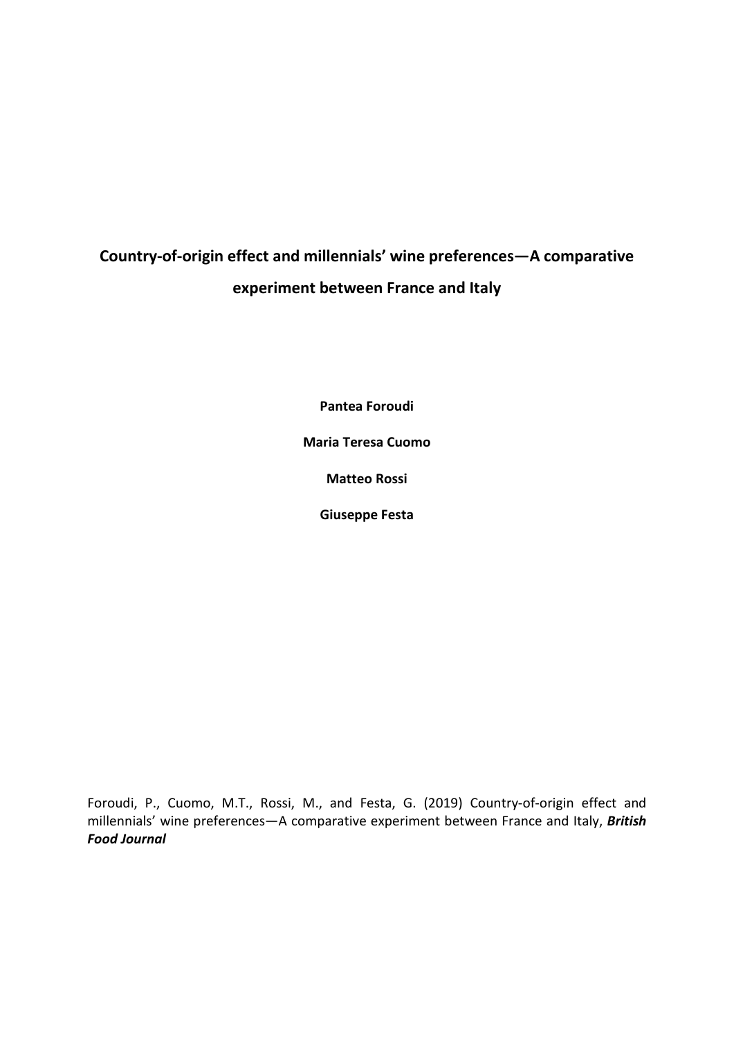# Country-of-origin effect and millennials' wine preferences—A comparative experiment between France and Italy

**Pantea Foroudi**

**Maria Teresa Cuomo**

**Matteo Rossi**

**Giuseppe Festa**

Foroudi, P., Cuomo, M.T., Rossi, M., and Festa, G. (2019) Country-of-origin effect and millennials' wine preferences—A comparative experiment between France and Italy, ***British Food Journal***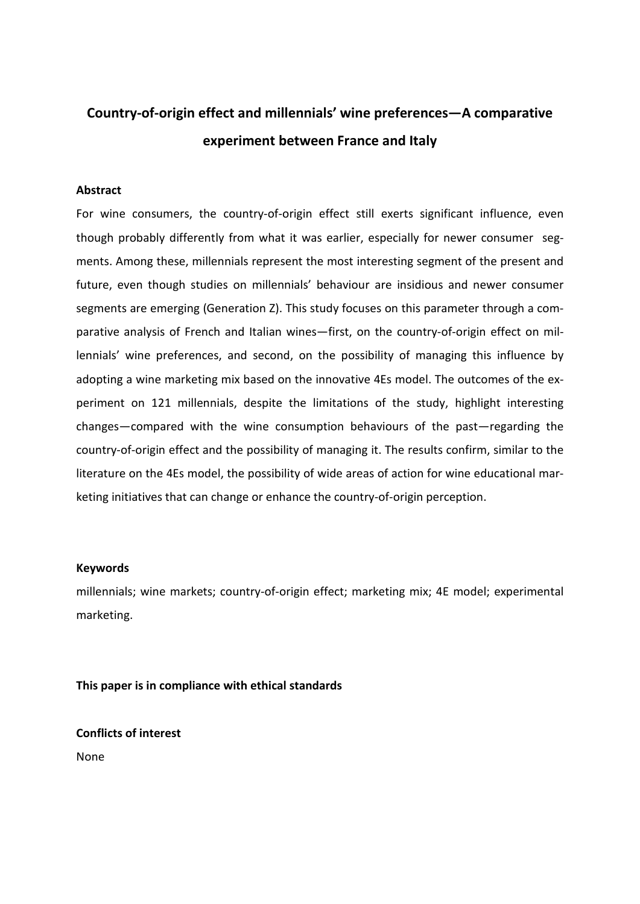# Country-of-origin effect and millennials' wine preferences—A comparative experiment between France and Italy

## Abstract

For wine consumers, the country-of-origin effect still exerts significant influence, even though probably differently from what it was earlier, especially for newer consumer segments. Among these, millennials represent the most interesting segment of the present and future, even though studies on millennials' behaviour are insidious and newer consumer segments are emerging (Generation Z). This study focuses on this parameter through a comparative analysis of French and Italian wines—first, on the country-of-origin effect on millennials' wine preferences, and second, on the possibility of managing this influence by adopting a wine marketing mix based on the innovative 4Es model. The outcomes of the experiment on 121 millennials, despite the limitations of the study, highlight interesting changes—compared with the wine consumption behaviours of the past—regarding the country-of-origin effect and the possibility of managing it. The results confirm, similar to the literature on the 4Es model, the possibility of wide areas of action for wine educational marketing initiatives that can change or enhance the country-of-origin perception.

## Keywords

millennials; wine markets; country-of-origin effect; marketing mix; 4E model; experimental marketing.

**This paper is in compliance with ethical standards**

**Conflicts of interest**

None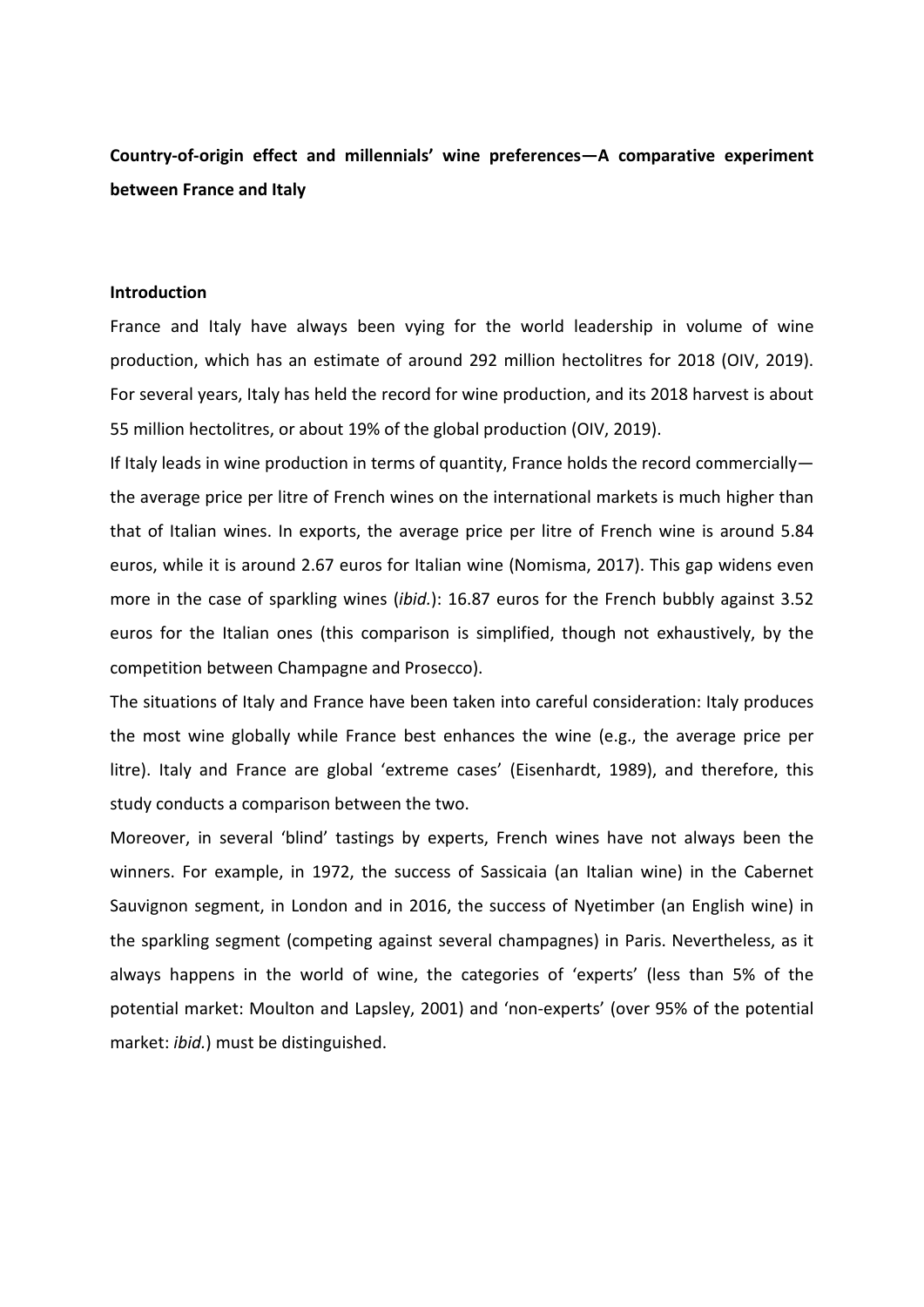**Country-of-origin effect and millennials' wine preferences—A comparative experiment between France and Italy**

**Introduction**

France and Italy have always been vying for the world leadership in volume of wine production, which has an estimate of around 292 million hectolitres for 2018 (OIV, 2019). For several years, Italy has held the record for wine production, and its 2018 harvest is about 55 million hectolitres, or about 19% of the global production (OIV, 2019).

If Italy leads in wine production in terms of quantity, France holds the record commercially—the average price per litre of French wines on the international markets is much higher than that of Italian wines. In exports, the average price per litre of French wine is around 5.84 euros, while it is around 2.67 euros for Italian wine (Nomisma, 2017). This gap widens even more in the case of sparkling wines (*ibid.*): 16.87 euros for the French bubbly against 3.52 euros for the Italian ones (this comparison is simplified, though not exhaustively, by the competition between Champagne and Prosecco).

The situations of Italy and France have been taken into careful consideration: Italy produces the most wine globally while France best enhances the wine (e.g., the average price per litre). Italy and France are global 'extreme cases' (Eisenhardt, 1989), and therefore, this study conducts a comparison between the two.

Moreover, in several 'blind' tastings by experts, French wines have not always been the winners. For example, in 1972, the success of Sassicaia (an Italian wine) in the Cabernet Sauvignon segment, in London and in 2016, the success of Nyetimber (an English wine) in the sparkling segment (competing against several champagnes) in Paris. Nevertheless, as it always happens in the world of wine, the categories of 'experts' (less than 5% of the potential market: Moulton and Lapsley, 2001) and 'non-experts' (over 95% of the potential market: *ibid.*) must be distinguished.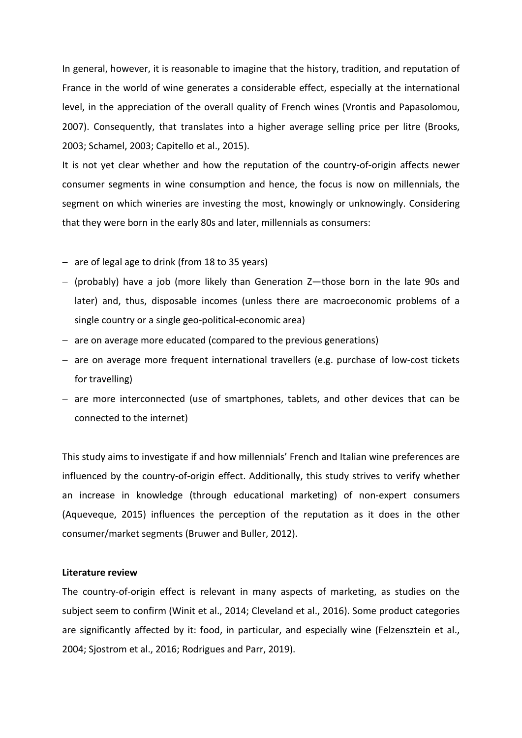In general, however, it is reasonable to imagine that the history, tradition, and reputation of France in the world of wine generates a considerable effect, especially at the international level, in the appreciation of the overall quality of French wines (Vrontis and Papasolomou, 2007). Consequently, that translates into a higher average selling price per litre (Brooks, 2003; Schamel, 2003; Capitello et al., 2015).

It is not yet clear whether and how the reputation of the country-of-origin affects newer consumer segments in wine consumption and hence, the focus is now on millennials, the segment on which wineries are investing the most, knowingly or unknowingly. Considering that they were born in the early 80s and later, millennials as consumers:

- are of legal age to drink (from 18 to 35 years)
- (probably) have a job (more likely than Generation Z—those born in the late 90s and later) and, thus, disposable incomes (unless there are macroeconomic problems of a single country or a single geo-political-economic area)
- are on average more educated (compared to the previous generations)
- are on average more frequent international travellers (e.g. purchase of low-cost tickets for travelling)
- are more interconnected (use of smartphones, tablets, and other devices that can be connected to the internet)

This study aims to investigate if and how millennials' French and Italian wine preferences are influenced by the country-of-origin effect. Additionally, this study strives to verify whether an increase in knowledge (through educational marketing) of non-expert consumers (Aqueveque, 2015) influences the perception of the reputation as it does in the other consumer/market segments (Bruwer and Buller, 2012).

**Literature review**

The country-of-origin effect is relevant in many aspects of marketing, as studies on the subject seem to confirm (Winit et al., 2014; Cleveland et al., 2016). Some product categories are significantly affected by it: food, in particular, and especially wine (Felzensztein et al., 2004; Sjostrom et al., 2016; Rodrigues and Parr, 2019).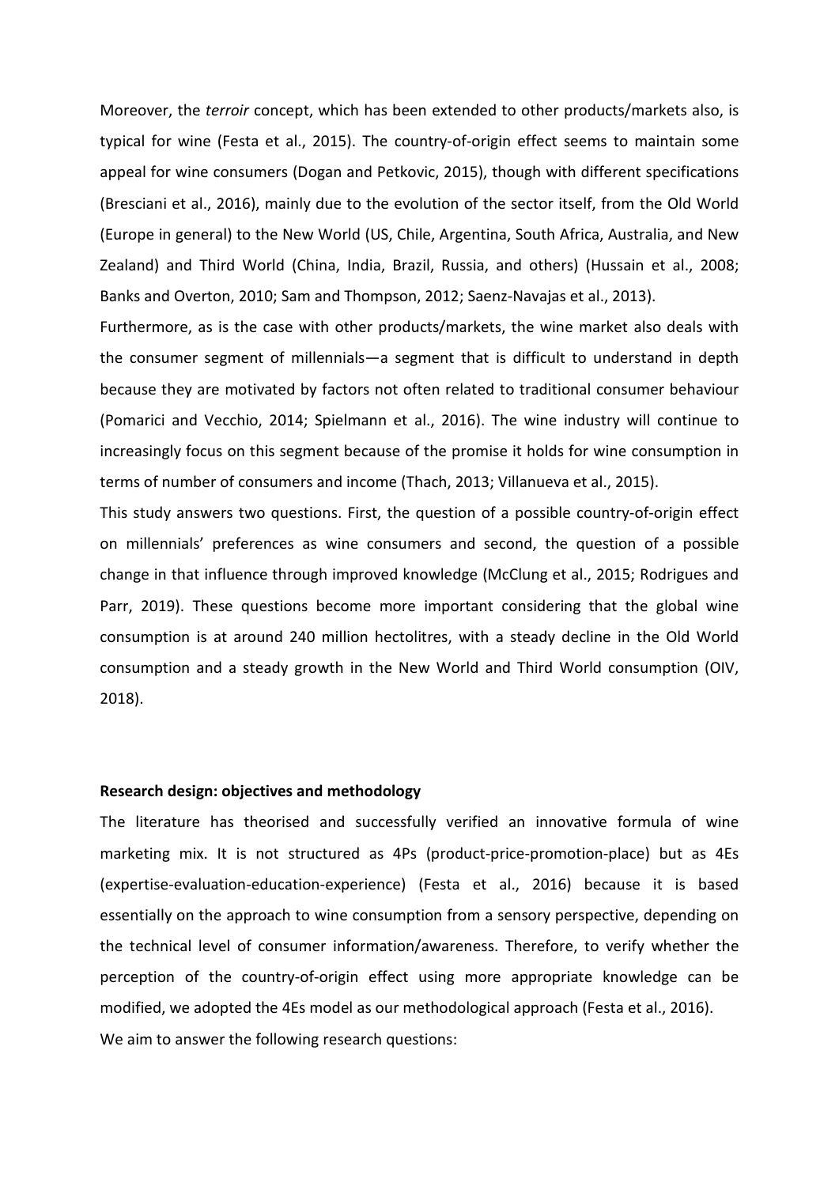Moreover, the *terroir* concept, which has been extended to other products/markets also, is typical for wine (Festa et al., 2015). The country-of-origin effect seems to maintain some appeal for wine consumers (Dogan and Petkovic, 2015), though with different specifications (Bresciani et al., 2016), mainly due to the evolution of the sector itself, from the Old World (Europe in general) to the New World (US, Chile, Argentina, South Africa, Australia, and New Zealand) and Third World (China, India, Brazil, Russia, and others) (Hussain et al., 2008; Banks and Overton, 2010; Sam and Thompson, 2012; Saenz-Navajas et al., 2013).

Furthermore, as is the case with other products/markets, the wine market also deals with the consumer segment of millennials—a segment that is difficult to understand in depth because they are motivated by factors not often related to traditional consumer behaviour (Pomarici and Vecchio, 2014; Spielmann et al., 2016). The wine industry will continue to increasingly focus on this segment because of the promise it holds for wine consumption in terms of number of consumers and income (Thach, 2013; Villanueva et al., 2015).

This study answers two questions. First, the question of a possible country-of-origin effect on millennials' preferences as wine consumers and second, the question of a possible change in that influence through improved knowledge (McClung et al., 2015; Rodrigues and Parr, 2019). These questions become more important considering that the global wine consumption is at around 240 million hectolitres, with a steady decline in the Old World consumption and a steady growth in the New World and Third World consumption (OIV, 2018).

**Research design: objectives and methodology**

The literature has theorised and successfully verified an innovative formula of wine marketing mix. It is not structured as 4Ps (product-price-promotion-place) but as 4Es (expertise-evaluation-education-experience) (Festa et al., 2016) because it is based essentially on the approach to wine consumption from a sensory perspective, depending on the technical level of consumer information/awareness. Therefore, to verify whether the perception of the country-of-origin effect using more appropriate knowledge can be modified, we adopted the 4Es model as our methodological approach (Festa et al., 2016).

We aim to answer the following research questions: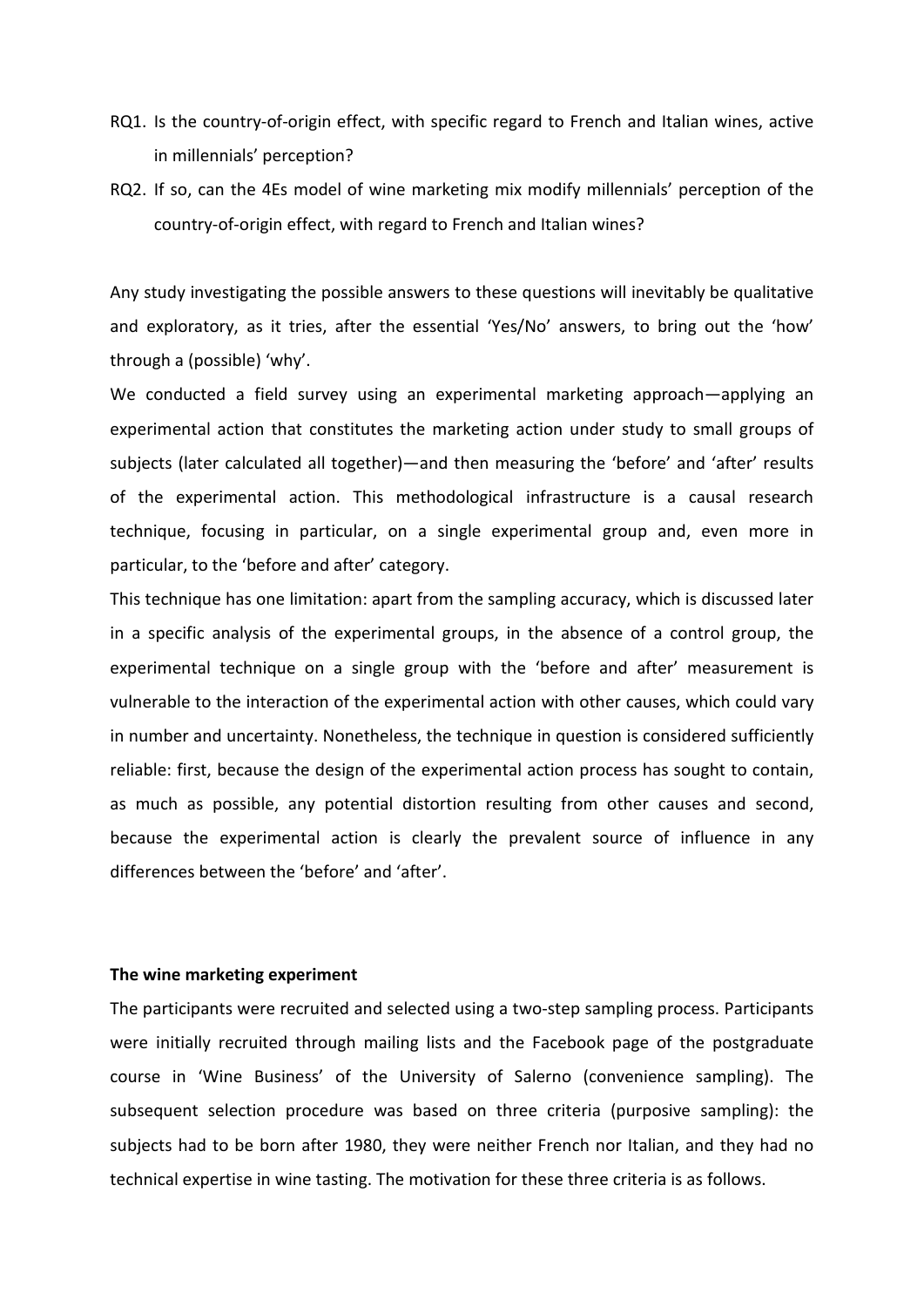RQ1. Is the country-of-origin effect, with specific regard to French and Italian wines, active in millennials' perception?

RQ2. If so, can the 4Es model of wine marketing mix modify millennials' perception of the country-of-origin effect, with regard to French and Italian wines?

Any study investigating the possible answers to these questions will inevitably be qualitative and exploratory, as it tries, after the essential 'Yes/No' answers, to bring out the 'how' through a (possible) 'why'.

We conducted a field survey using an experimental marketing approach—applying an experimental action that constitutes the marketing action under study to small groups of subjects (later calculated all together)—and then measuring the 'before' and 'after' results of the experimental action. This methodological infrastructure is a causal research technique, focusing in particular, on a single experimental group and, even more in particular, to the 'before and after' category.

This technique has one limitation: apart from the sampling accuracy, which is discussed later in a specific analysis of the experimental groups, in the absence of a control group, the experimental technique on a single group with the 'before and after' measurement is vulnerable to the interaction of the experimental action with other causes, which could vary in number and uncertainty. Nonetheless, the technique in question is considered sufficiently reliable: first, because the design of the experimental action process has sought to contain, as much as possible, any potential distortion resulting from other causes and second, because the experimental action is clearly the prevalent source of influence in any differences between the 'before' and 'after'.

**The wine marketing experiment**

The participants were recruited and selected using a two-step sampling process. Participants were initially recruited through mailing lists and the Facebook page of the postgraduate course in 'Wine Business' of the University of Salerno (convenience sampling). The subsequent selection procedure was based on three criteria (purposive sampling): the subjects had to be born after 1980, they were neither French nor Italian, and they had no technical expertise in wine tasting. The motivation for these three criteria is as follows.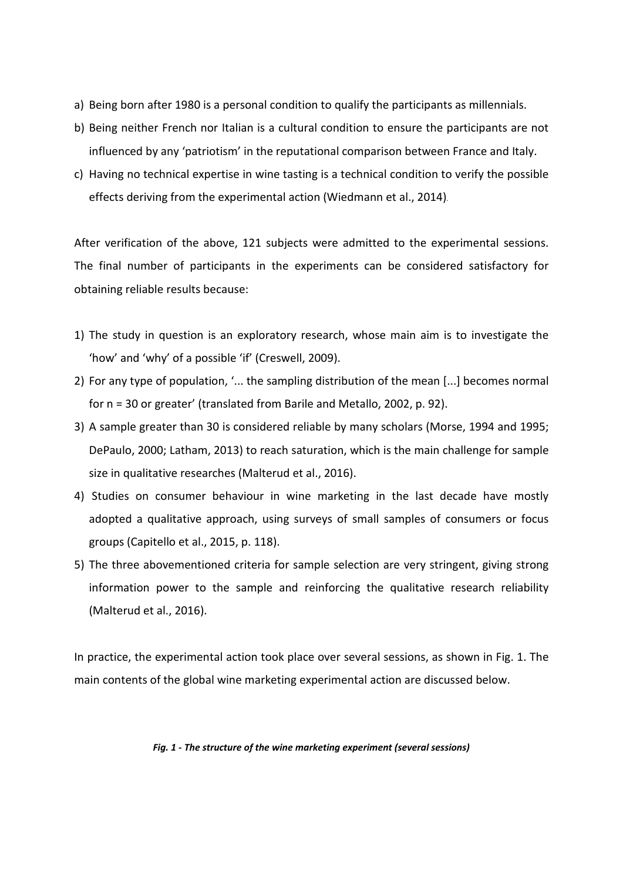a) Being born after 1980 is a personal condition to qualify the participants as millennials.
b) Being neither French nor Italian is a cultural condition to ensure the participants are not influenced by any 'patriotism' in the reputational comparison between France and Italy.
c) Having no technical expertise in wine tasting is a technical condition to verify the possible effects deriving from the experimental action (Wiedmann et al., 2014).

After verification of the above, 121 subjects were admitted to the experimental sessions. The final number of participants in the experiments can be considered satisfactory for obtaining reliable results because:

1) The study in question is an exploratory research, whose main aim is to investigate the 'how' and 'why' of a possible 'if' (Creswell, 2009).
2) For any type of population, '... the sampling distribution of the mean [...] becomes normal for n = 30 or greater' (translated from Barile and Metallo, 2002, p. 92).
3) A sample greater than 30 is considered reliable by many scholars (Morse, 1994 and 1995; DePaulo, 2000; Latham, 2013) to reach saturation, which is the main challenge for sample size in qualitative researches (Malterud et al., 2016).
4) Studies on consumer behaviour in wine marketing in the last decade have mostly adopted a qualitative approach, using surveys of small samples of consumers or focus groups (Capitello et al., 2015, p. 118).
5) The three abovementioned criteria for sample selection are very stringent, giving strong information power to the sample and reinforcing the qualitative research reliability (Malterud et al., 2016).

In practice, the experimental action took place over several sessions, as shown in Fig. 1. The main contents of the global wine marketing experimental action are discussed below.

***Fig. 1 - The structure of the wine marketing experiment (several sessions)***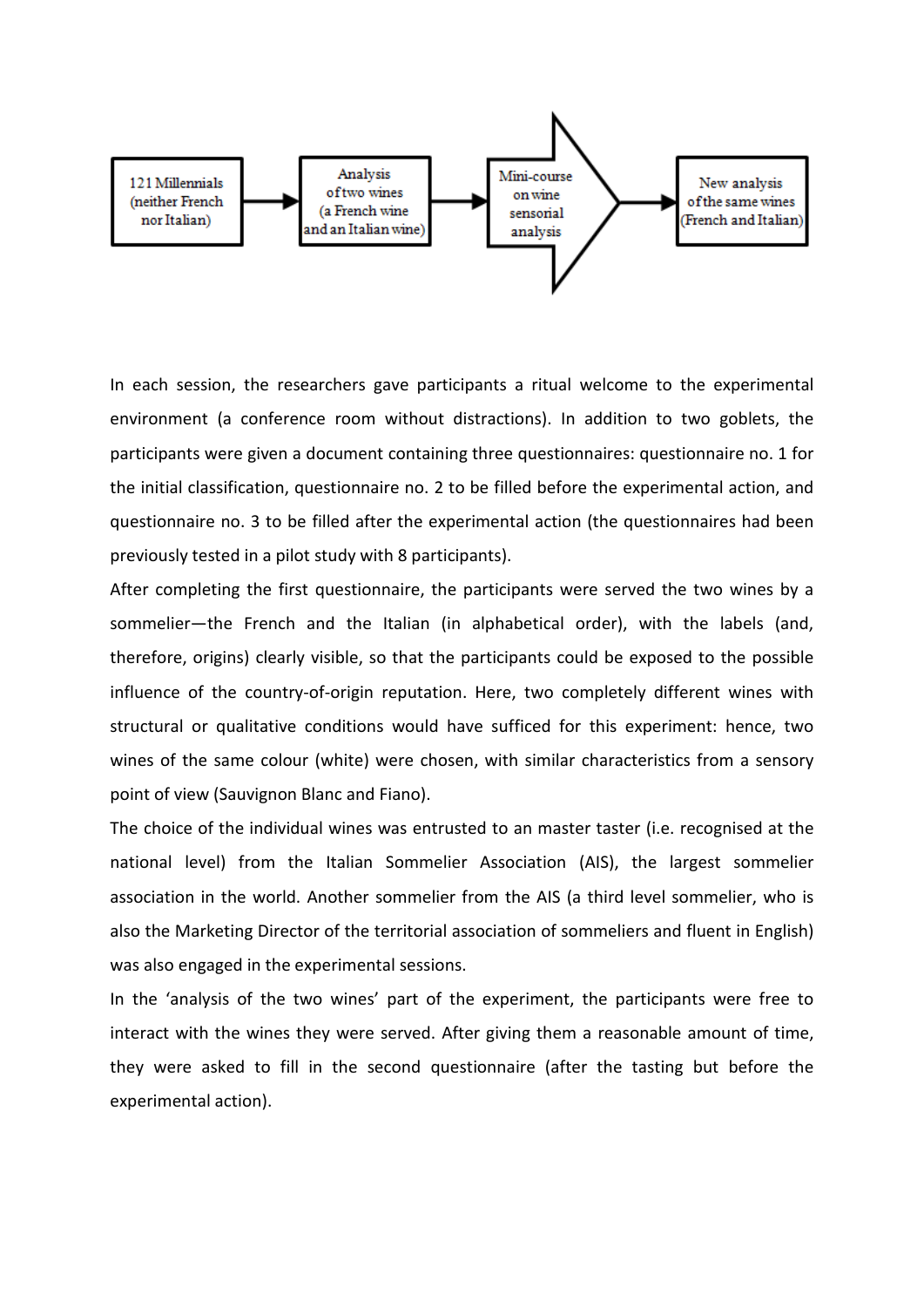121 Millennials (neither French nor Italian)

Analysis of two wines (a French wine and an Italian wine)

Mini-course on wine sensorial analysis

New analysis of the same wines (French and Italian)

In each session, the researchers gave participants a ritual welcome to the experimental environment (a conference room without distractions). In addition to two goblets, the participants were given a document containing three questionnaires: questionnaire no. 1 for the initial classification, questionnaire no. 2 to be filled before the experimental action, and questionnaire no. 3 to be filled after the experimental action (the questionnaires had been previously tested in a pilot study with 8 participants).

After completing the first questionnaire, the participants were served the two wines by a sommelier—the French and the Italian (in alphabetical order), with the labels (and, therefore, origins) clearly visible, so that the participants could be exposed to the possible influence of the country-of-origin reputation. Here, two completely different wines with structural or qualitative conditions would have sufficed for this experiment: hence, two wines of the same colour (white) were chosen, with similar characteristics from a sensory point of view (Sauvignon Blanc and Fiano).

The choice of the individual wines was entrusted to an master taster (i.e. recognised at the national level) from the Italian Sommelier Association (AIS), the largest sommelier association in the world. Another sommelier from the AIS (a third level sommelier, who is also the Marketing Director of the territorial association of sommeliers and fluent in English) was also engaged in the experimental sessions.

In the 'analysis of the two wines' part of the experiment, the participants were free to interact with the wines they were served. After giving them a reasonable amount of time, they were asked to fill in the second questionnaire (after the tasting but before the experimental action).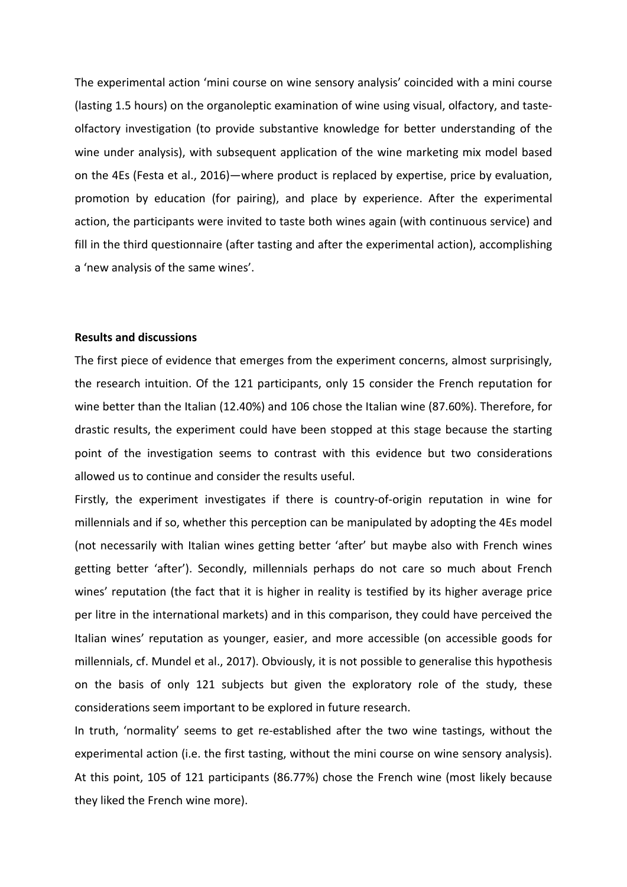The experimental action 'mini course on wine sensory analysis' coincided with a mini course (lasting 1.5 hours) on the organoleptic examination of wine using visual, olfactory, and taste-olfactory investigation (to provide substantive knowledge for better understanding of the wine under analysis), with subsequent application of the wine marketing mix model based on the 4Es (Festa et al., 2016)—where product is replaced by expertise, price by evaluation, promotion by education (for pairing), and place by experience. After the experimental action, the participants were invited to taste both wines again (with continuous service) and fill in the third questionnaire (after tasting and after the experimental action), accomplishing a 'new analysis of the same wines'.

**Results and discussions**

The first piece of evidence that emerges from the experiment concerns, almost surprisingly, the research intuition. Of the 121 participants, only 15 consider the French reputation for wine better than the Italian (12.40%) and 106 chose the Italian wine (87.60%). Therefore, for drastic results, the experiment could have been stopped at this stage because the starting point of the investigation seems to contrast with this evidence but two considerations allowed us to continue and consider the results useful.

Firstly, the experiment investigates if there is country-of-origin reputation in wine for millennials and if so, whether this perception can be manipulated by adopting the 4Es model (not necessarily with Italian wines getting better 'after' but maybe also with French wines getting better 'after'). Secondly, millennials perhaps do not care so much about French wines' reputation (the fact that it is higher in reality is testified by its higher average price per litre in the international markets) and in this comparison, they could have perceived the Italian wines' reputation as younger, easier, and more accessible (on accessible goods for millennials, cf. Mundel et al., 2017). Obviously, it is not possible to generalise this hypothesis on the basis of only 121 subjects but given the exploratory role of the study, these considerations seem important to be explored in future research.

In truth, 'normality' seems to get re-established after the two wine tastings, without the experimental action (i.e. the first tasting, without the mini course on wine sensory analysis). At this point, 105 of 121 participants (86.77%) chose the French wine (most likely because they liked the French wine more).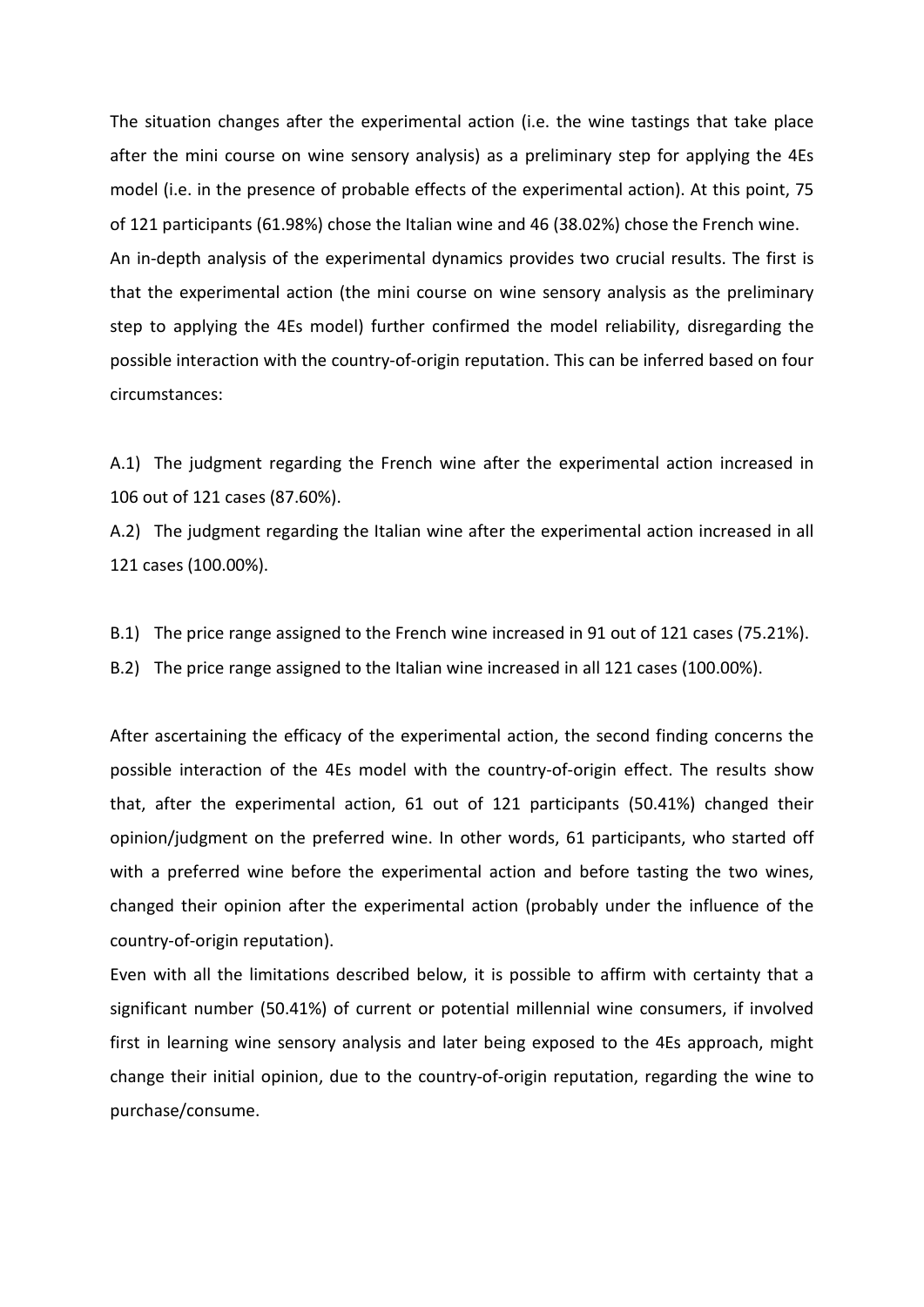The situation changes after the experimental action (i.e. the wine tastings that take place after the mini course on wine sensory analysis) as a preliminary step for applying the 4Es model (i.e. in the presence of probable effects of the experimental action). At this point, 75 of 121 participants (61.98%) chose the Italian wine and 46 (38.02%) chose the French wine.
An in-depth analysis of the experimental dynamics provides two crucial results. The first is that the experimental action (the mini course on wine sensory analysis as the preliminary step to applying the 4Es model) further confirmed the model reliability, disregarding the possible interaction with the country-of-origin reputation. This can be inferred based on four circumstances:

A.1) The judgment regarding the French wine after the experimental action increased in 106 out of 121 cases (87.60%).
A.2) The judgment regarding the Italian wine after the experimental action increased in all 121 cases (100.00%).

B.1) The price range assigned to the French wine increased in 91 out of 121 cases (75.21%).
B.2) The price range assigned to the Italian wine increased in all 121 cases (100.00%).

After ascertaining the efficacy of the experimental action, the second finding concerns the possible interaction of the 4Es model with the country-of-origin effect. The results show that, after the experimental action, 61 out of 121 participants (50.41%) changed their opinion/judgment on the preferred wine. In other words, 61 participants, who started off with a preferred wine before the experimental action and before tasting the two wines, changed their opinion after the experimental action (probably under the influence of the country-of-origin reputation).
Even with all the limitations described below, it is possible to affirm with certainty that a significant number (50.41%) of current or potential millennial wine consumers, if involved first in learning wine sensory analysis and later being exposed to the 4Es approach, might change their initial opinion, due to the country-of-origin reputation, regarding the wine to purchase/consume.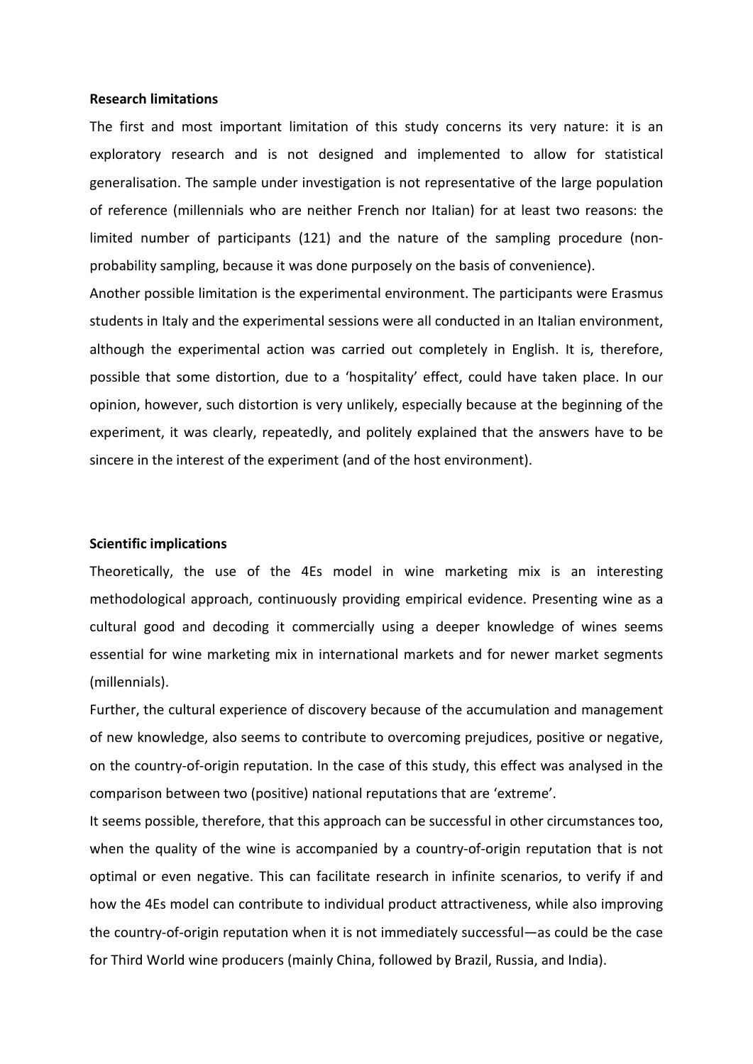**Research limitations**

The first and most important limitation of this study concerns its very nature: it is an exploratory research and is not designed and implemented to allow for statistical generalisation. The sample under investigation is not representative of the large population of reference (millennials who are neither French nor Italian) for at least two reasons: the limited number of participants (121) and the nature of the sampling procedure (non-probability sampling, because it was done purposely on the basis of convenience).

Another possible limitation is the experimental environment. The participants were Erasmus students in Italy and the experimental sessions were all conducted in an Italian environment, although the experimental action was carried out completely in English. It is, therefore, possible that some distortion, due to a 'hospitality' effect, could have taken place. In our opinion, however, such distortion is very unlikely, especially because at the beginning of the experiment, it was clearly, repeatedly, and politely explained that the answers have to be sincere in the interest of the experiment (and of the host environment).

**Scientific implications**

Theoretically, the use of the 4Es model in wine marketing mix is an interesting methodological approach, continuously providing empirical evidence. Presenting wine as a cultural good and decoding it commercially using a deeper knowledge of wines seems essential for wine marketing mix in international markets and for newer market segments (millennials).

Further, the cultural experience of discovery because of the accumulation and management of new knowledge, also seems to contribute to overcoming prejudices, positive or negative, on the country-of-origin reputation. In the case of this study, this effect was analysed in the comparison between two (positive) national reputations that are 'extreme'.

It seems possible, therefore, that this approach can be successful in other circumstances too, when the quality of the wine is accompanied by a country-of-origin reputation that is not optimal or even negative. This can facilitate research in infinite scenarios, to verify if and how the 4Es model can contribute to individual product attractiveness, while also improving the country-of-origin reputation when it is not immediately successful—as could be the case for Third World wine producers (mainly China, followed by Brazil, Russia, and India).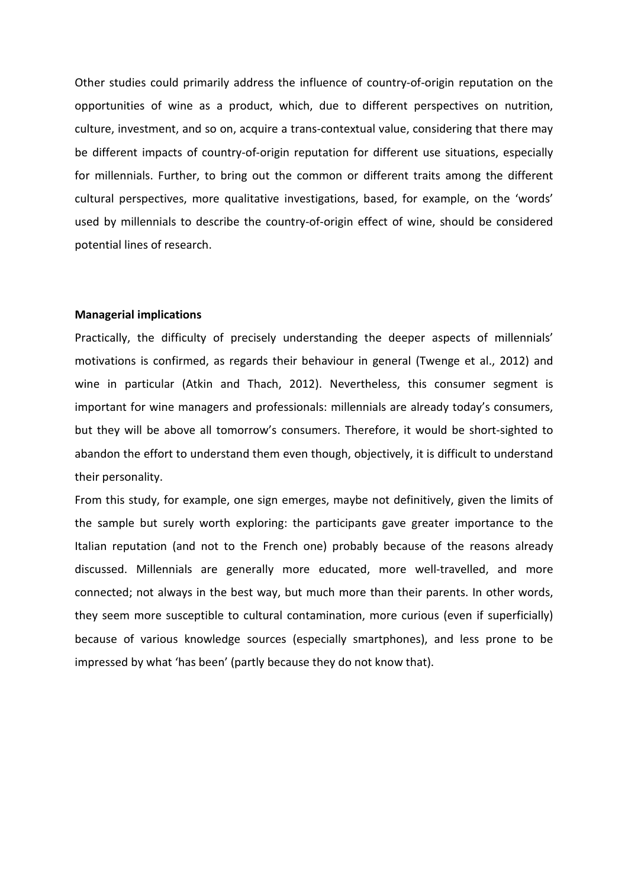Other studies could primarily address the influence of country-of-origin reputation on the opportunities of wine as a product, which, due to different perspectives on nutrition, culture, investment, and so on, acquire a trans-contextual value, considering that there may be different impacts of country-of-origin reputation for different use situations, especially for millennials. Further, to bring out the common or different traits among the different cultural perspectives, more qualitative investigations, based, for example, on the 'words' used by millennials to describe the country-of-origin effect of wine, should be considered potential lines of research.

**Managerial implications**

Practically, the difficulty of precisely understanding the deeper aspects of millennials' motivations is confirmed, as regards their behaviour in general (Twenge et al., 2012) and wine in particular (Atkin and Thach, 2012). Nevertheless, this consumer segment is important for wine managers and professionals: millennials are already today's consumers, but they will be above all tomorrow's consumers. Therefore, it would be short-sighted to abandon the effort to understand them even though, objectively, it is difficult to understand their personality.

From this study, for example, one sign emerges, maybe not definitively, given the limits of the sample but surely worth exploring: the participants gave greater importance to the Italian reputation (and not to the French one) probably because of the reasons already discussed. Millennials are generally more educated, more well-travelled, and more connected; not always in the best way, but much more than their parents. In other words, they seem more susceptible to cultural contamination, more curious (even if superficially) because of various knowledge sources (especially smartphones), and less prone to be impressed by what 'has been' (partly because they do not know that).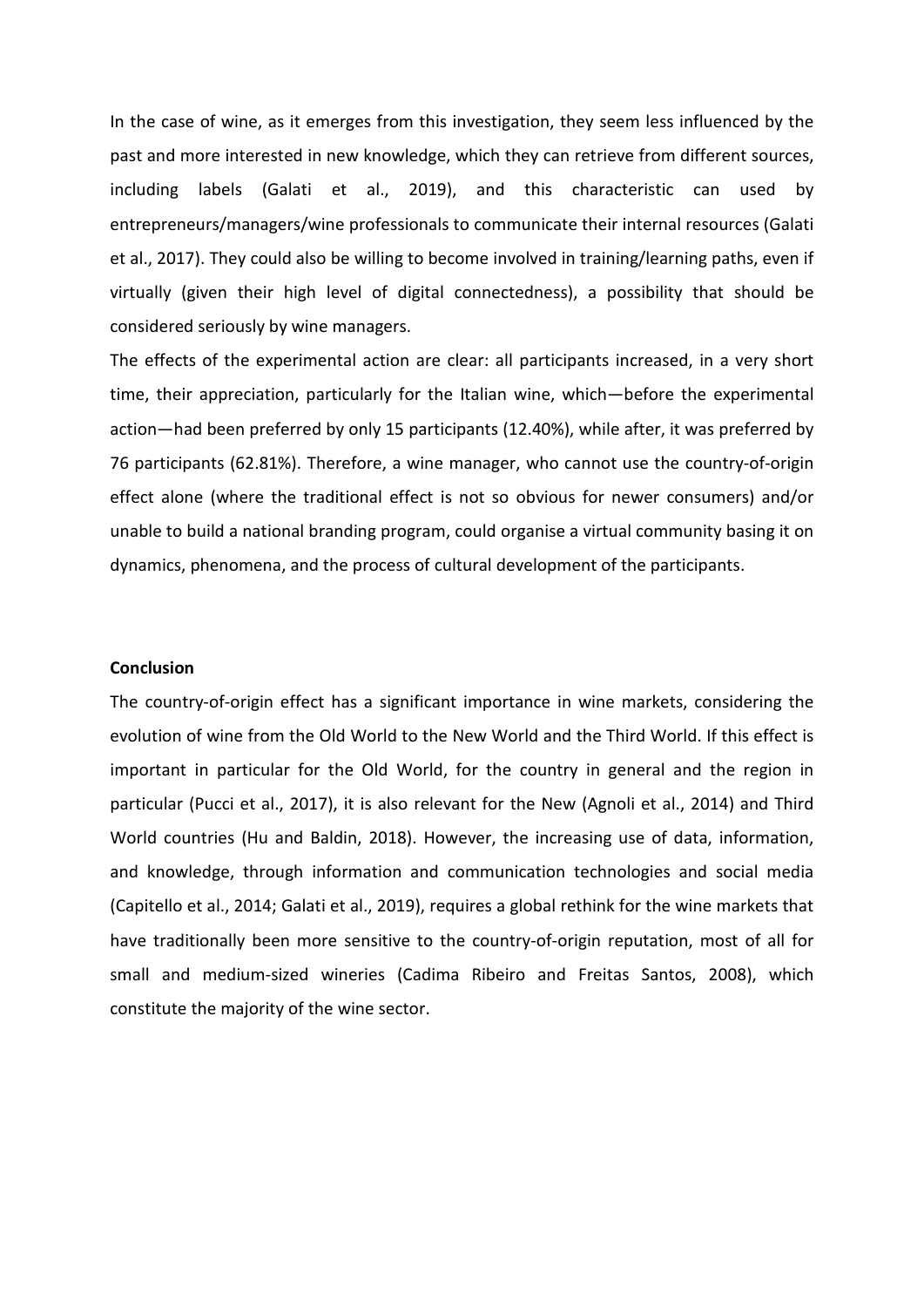In the case of wine, as it emerges from this investigation, they seem less influenced by the past and more interested in new knowledge, which they can retrieve from different sources, including labels (Galati et al., 2019), and this characteristic can used by entrepreneurs/managers/wine professionals to communicate their internal resources (Galati et al., 2017). They could also be willing to become involved in training/learning paths, even if virtually (given their high level of digital connectedness), a possibility that should be considered seriously by wine managers.

The effects of the experimental action are clear: all participants increased, in a very short time, their appreciation, particularly for the Italian wine, which—before the experimental action—had been preferred by only 15 participants (12.40%), while after, it was preferred by 76 participants (62.81%). Therefore, a wine manager, who cannot use the country-of-origin effect alone (where the traditional effect is not so obvious for newer consumers) and/or unable to build a national branding program, could organise a virtual community basing it on dynamics, phenomena, and the process of cultural development of the participants.

**Conclusion**

The country-of-origin effect has a significant importance in wine markets, considering the evolution of wine from the Old World to the New World and the Third World. If this effect is important in particular for the Old World, for the country in general and the region in particular (Pucci et al., 2017), it is also relevant for the New (Agnoli et al., 2014) and Third World countries (Hu and Baldin, 2018). However, the increasing use of data, information, and knowledge, through information and communication technologies and social media (Capitello et al., 2014; Galati et al., 2019), requires a global rethink for the wine markets that have traditionally been more sensitive to the country-of-origin reputation, most of all for small and medium-sized wineries (Cadima Ribeiro and Freitas Santos, 2008), which constitute the majority of the wine sector.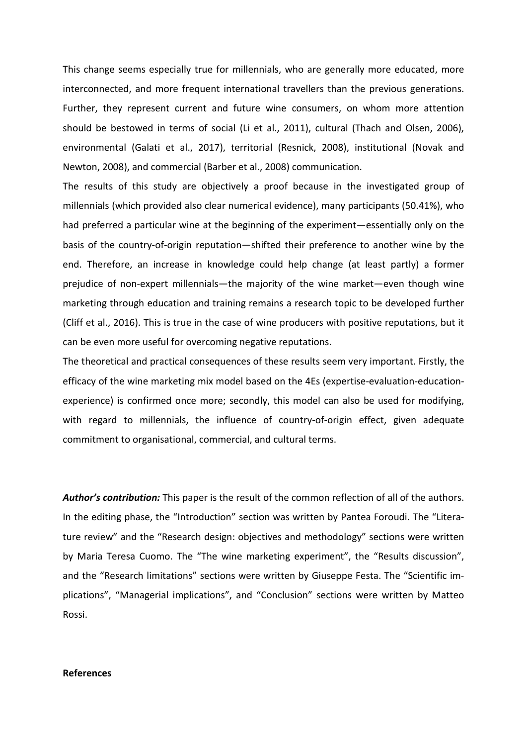This change seems especially true for millennials, who are generally more educated, more interconnected, and more frequent international travellers than the previous generations. Further, they represent current and future wine consumers, on whom more attention should be bestowed in terms of social (Li et al., 2011), cultural (Thach and Olsen, 2006), environmental (Galati et al., 2017), territorial (Resnick, 2008), institutional (Novak and Newton, 2008), and commercial (Barber et al., 2008) communication.

The results of this study are objectively a proof because in the investigated group of millennials (which provided also clear numerical evidence), many participants (50.41%), who had preferred a particular wine at the beginning of the experiment—essentially only on the basis of the country-of-origin reputation—shifted their preference to another wine by the end. Therefore, an increase in knowledge could help change (at least partly) a former prejudice of non-expert millennials—the majority of the wine market—even though wine marketing through education and training remains a research topic to be developed further (Cliff et al., 2016). This is true in the case of wine producers with positive reputations, but it can be even more useful for overcoming negative reputations.

The theoretical and practical consequences of these results seem very important. Firstly, the efficacy of the wine marketing mix model based on the 4Es (expertise-evaluation-education-experience) is confirmed once more; secondly, this model can also be used for modifying, with regard to millennials, the influence of country-of-origin effect, given adequate commitment to organisational, commercial, and cultural terms.

***Author's contribution:*** This paper is the result of the common reflection of all of the authors. In the editing phase, the "Introduction" section was written by Pantea Foroudi. The "Literature review" and the "Research design: objectives and methodology" sections were written by Maria Teresa Cuomo. The "The wine marketing experiment", the "Results discussion", and the "Research limitations" sections were written by Giuseppe Festa. The "Scientific implications", "Managerial implications", and "Conclusion" sections were written by Matteo Rossi.

**References**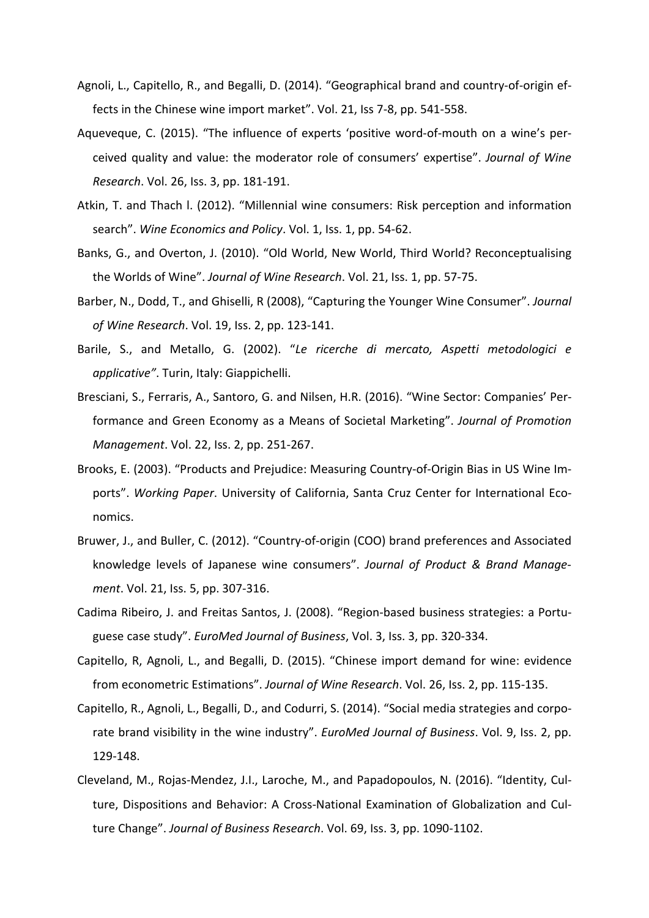Agnoli, L., Capitello, R., and Begalli, D. (2014). "Geographical brand and country-of-origin effects in the Chinese wine import market". Vol. 21, Iss 7-8, pp. 541-558.

Aqueveque, C. (2015). "The influence of experts 'positive word-of-mouth on a wine's perceived quality and value: the moderator role of consumers' expertise". *Journal of Wine Research*. Vol. 26, Iss. 3, pp. 181-191.

Atkin, T. and Thach l. (2012). "Millennial wine consumers: Risk perception and information search". *Wine Economics and Policy*. Vol. 1, Iss. 1, pp. 54-62.

Banks, G., and Overton, J. (2010). "Old World, New World, Third World? Reconceptualising the Worlds of Wine". *Journal of Wine Research*. Vol. 21, Iss. 1, pp. 57-75.

Barber, N., Dodd, T., and Ghiselli, R (2008), "Capturing the Younger Wine Consumer". *Journal of Wine Research*. Vol. 19, Iss. 2, pp. 123-141.

Barile, S., and Metallo, G. (2002). "*Le ricerche di mercato, Aspetti metodologici e applicative"*. Turin, Italy: Giappichelli.

Bresciani, S., Ferraris, A., Santoro, G. and Nilsen, H.R. (2016). "Wine Sector: Companies' Performance and Green Economy as a Means of Societal Marketing". *Journal of Promotion Management*. Vol. 22, Iss. 2, pp. 251-267.

Brooks, E. (2003). "Products and Prejudice: Measuring Country-of-Origin Bias in US Wine Imports". *Working Paper*. University of California, Santa Cruz Center for International Economics.

Bruwer, J., and Buller, C. (2012). "Country-of-origin (COO) brand preferences and Associated knowledge levels of Japanese wine consumers". *Journal of Product & Brand Management*. Vol. 21, Iss. 5, pp. 307-316.

Cadima Ribeiro, J. and Freitas Santos, J. (2008). "Region-based business strategies: a Portuguese case study". *EuroMed Journal of Business*, Vol. 3, Iss. 3, pp. 320-334.

Capitello, R, Agnoli, L., and Begalli, D. (2015). "Chinese import demand for wine: evidence from econometric Estimations". *Journal of Wine Research*. Vol. 26, Iss. 2, pp. 115-135.

Capitello, R., Agnoli, L., Begalli, D., and Codurri, S. (2014). "Social media strategies and corporate brand visibility in the wine industry". *EuroMed Journal of Business*. Vol. 9, Iss. 2, pp. 129-148.

Cleveland, M., Rojas-Mendez, J.I., Laroche, M., and Papadopoulos, N. (2016). "Identity, Culture, Dispositions and Behavior: A Cross-National Examination of Globalization and Culture Change". *Journal of Business Research*. Vol. 69, Iss. 3, pp. 1090-1102.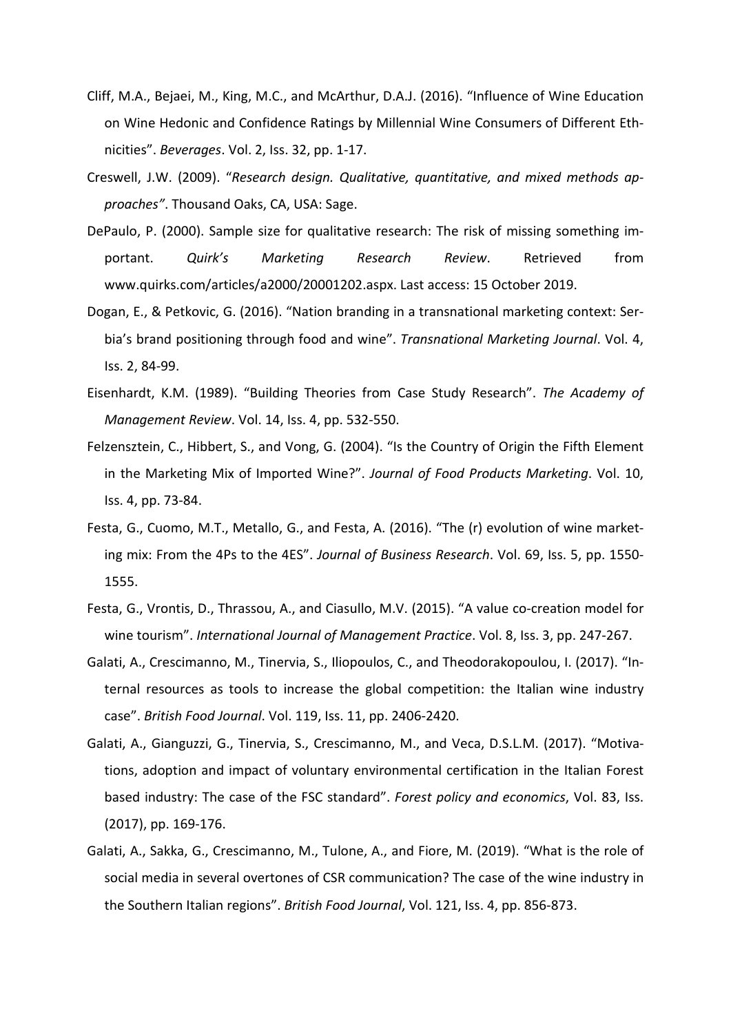Cliff, M.A., Bejaei, M., King, M.C., and McArthur, D.A.J. (2016). "Influence of Wine Education on Wine Hedonic and Confidence Ratings by Millennial Wine Consumers of Different Ethnicities". *Beverages*. Vol. 2, Iss. 32, pp. 1-17.

Creswell, J.W. (2009). "*Research design. Qualitative, quantitative, and mixed methods approaches"*. Thousand Oaks, CA, USA: Sage.

DePaulo, P. (2000). Sample size for qualitative research: The risk of missing something important. *Quirk's Marketing Research Review*. Retrieved from www.quirks.com/articles/a2000/20001202.aspx. Last access: 15 October 2019.

Dogan, E., & Petkovic, G. (2016). "Nation branding in a transnational marketing context: Serbia's brand positioning through food and wine". *Transnational Marketing Journal*. Vol. 4, Iss. 2, 84-99.

Eisenhardt, K.M. (1989). "Building Theories from Case Study Research". *The Academy of Management Review*. Vol. 14, Iss. 4, pp. 532-550.

Felzensztein, C., Hibbert, S., and Vong, G. (2004). "Is the Country of Origin the Fifth Element in the Marketing Mix of Imported Wine?". *Journal of Food Products Marketing*. Vol. 10, Iss. 4, pp. 73-84.

Festa, G., Cuomo, M.T., Metallo, G., and Festa, A. (2016). "The (r) evolution of wine marketing mix: From the 4Ps to the 4ES". *Journal of Business Research*. Vol. 69, Iss. 5, pp. 1550-1555.

Festa, G., Vrontis, D., Thrassou, A., and Ciasullo, M.V. (2015). "A value co-creation model for wine tourism". *International Journal of Management Practice*. Vol. 8, Iss. 3, pp. 247-267.

Galati, A., Crescimanno, M., Tinervia, S., Iliopoulos, C., and Theodorakopoulou, I. (2017). "Internal resources as tools to increase the global competition: the Italian wine industry case". *British Food Journal*. Vol. 119, Iss. 11, pp. 2406-2420.

Galati, A., Gianguzzi, G., Tinervia, S., Crescimanno, M., and Veca, D.S.L.M. (2017). "Motivations, adoption and impact of voluntary environmental certification in the Italian Forest based industry: The case of the FSC standard". *Forest policy and economics*, Vol. 83, Iss. (2017), pp. 169-176.

Galati, A., Sakka, G., Crescimanno, M., Tulone, A., and Fiore, M. (2019). "What is the role of social media in several overtones of CSR communication? The case of the wine industry in the Southern Italian regions". *British Food Journal*, Vol. 121, Iss. 4, pp. 856-873.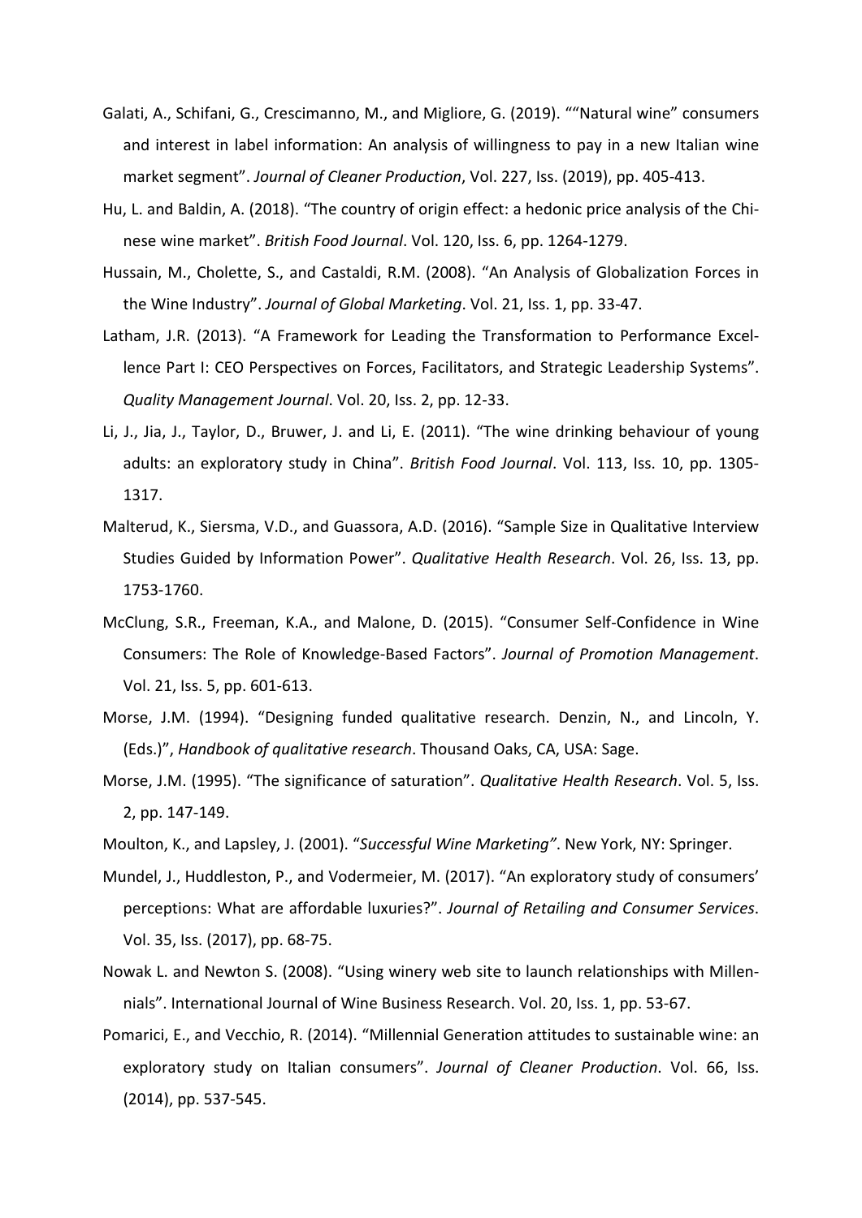Galati, A., Schifani, G., Crescimanno, M., and Migliore, G. (2019). ""Natural wine" consumers and interest in label information: An analysis of willingness to pay in a new Italian wine market segment". *Journal of Cleaner Production*, Vol. 227, Iss. (2019), pp. 405-413.

Hu, L. and Baldin, A. (2018). "The country of origin effect: a hedonic price analysis of the Chinese wine market". *British Food Journal*. Vol. 120, Iss. 6, pp. 1264-1279.

Hussain, M., Cholette, S., and Castaldi, R.M. (2008). "An Analysis of Globalization Forces in the Wine Industry". *Journal of Global Marketing*. Vol. 21, Iss. 1, pp. 33-47.

Latham, J.R. (2013). "A Framework for Leading the Transformation to Performance Excellence Part I: CEO Perspectives on Forces, Facilitators, and Strategic Leadership Systems". *Quality Management Journal*. Vol. 20, Iss. 2, pp. 12-33.

Li, J., Jia, J., Taylor, D., Bruwer, J. and Li, E. (2011). "The wine drinking behaviour of young adults: an exploratory study in China". *British Food Journal*. Vol. 113, Iss. 10, pp. 1305-1317.

Malterud, K., Siersma, V.D., and Guassora, A.D. (2016). "Sample Size in Qualitative Interview Studies Guided by Information Power". *Qualitative Health Research*. Vol. 26, Iss. 13, pp. 1753-1760.

McClung, S.R., Freeman, K.A., and Malone, D. (2015). "Consumer Self-Confidence in Wine Consumers: The Role of Knowledge-Based Factors". *Journal of Promotion Management*. Vol. 21, Iss. 5, pp. 601-613.

Morse, J.M. (1994). "Designing funded qualitative research. Denzin, N., and Lincoln, Y. (Eds.)", *Handbook of qualitative research*. Thousand Oaks, CA, USA: Sage.

Morse, J.M. (1995). "The significance of saturation". *Qualitative Health Research*. Vol. 5, Iss. 2, pp. 147-149.

Moulton, K., and Lapsley, J. (2001). "*Successful Wine Marketing"*. New York, NY: Springer.

Mundel, J., Huddleston, P., and Vodermeier, M. (2017). "An exploratory study of consumers' perceptions: What are affordable luxuries?". *Journal of Retailing and Consumer Services*. Vol. 35, Iss. (2017), pp. 68-75.

Nowak L. and Newton S. (2008). "Using winery web site to launch relationships with Millennials". International Journal of Wine Business Research. Vol. 20, Iss. 1, pp. 53-67.

Pomarici, E., and Vecchio, R. (2014). "Millennial Generation attitudes to sustainable wine: an exploratory study on Italian consumers". *Journal of Cleaner Production*. Vol. 66, Iss. (2014), pp. 537-545.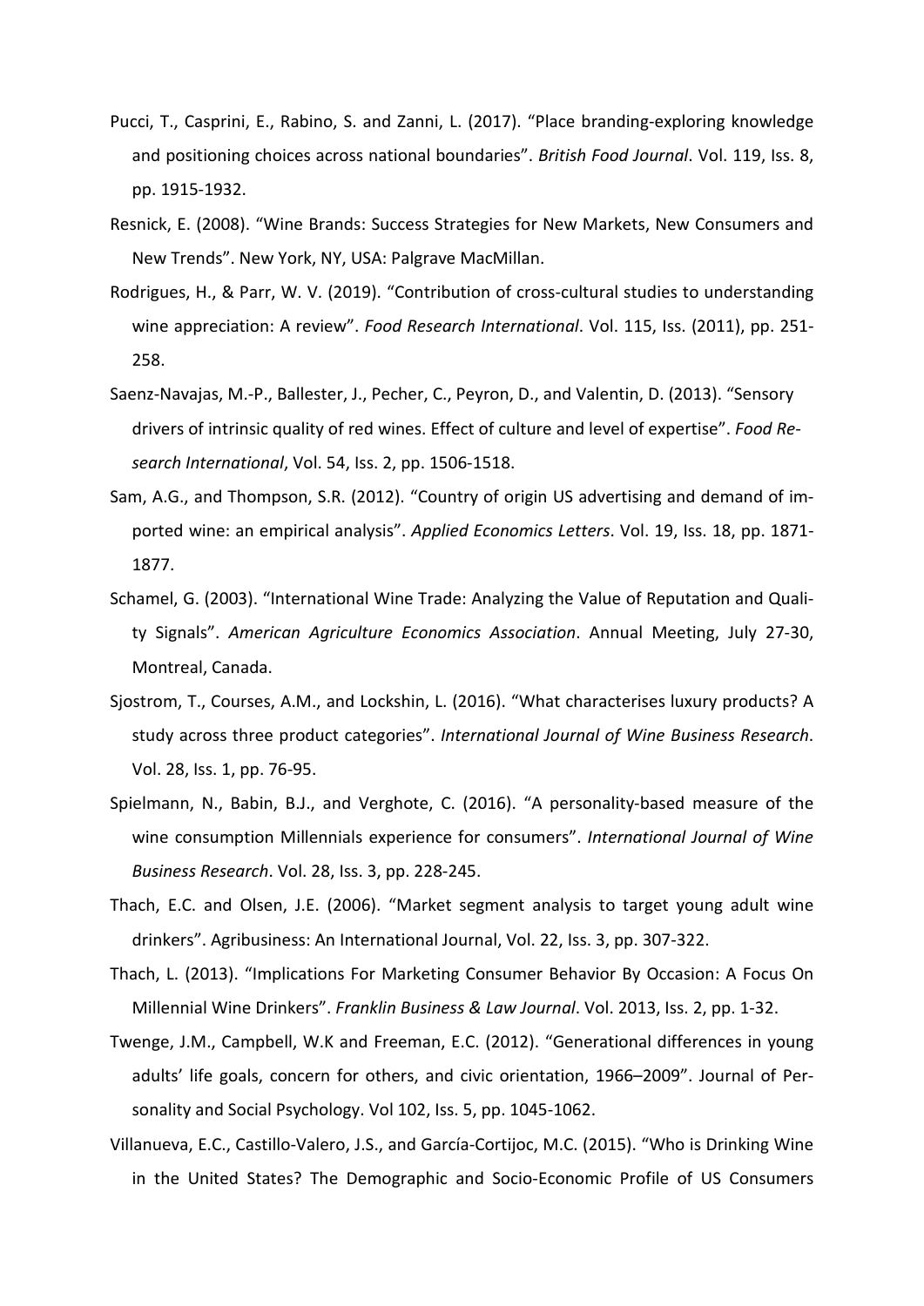Pucci, T., Casprini, E., Rabino, S. and Zanni, L. (2017). "Place branding-exploring knowledge and positioning choices across national boundaries". *British Food Journal*. Vol. 119, Iss. 8, pp. 1915-1932.

Resnick, E. (2008). "Wine Brands: Success Strategies for New Markets, New Consumers and New Trends". New York, NY, USA: Palgrave MacMillan.

Rodrigues, H., & Parr, W. V. (2019). "Contribution of cross-cultural studies to understanding wine appreciation: A review". *Food Research International*. Vol. 115, Iss. (2011), pp. 251-258.

Saenz-Navajas, M.-P., Ballester, J., Pecher, C., Peyron, D., and Valentin, D. (2013). "Sensory drivers of intrinsic quality of red wines. Effect of culture and level of expertise". *Food Research International*, Vol. 54, Iss. 2, pp. 1506-1518.

Sam, A.G., and Thompson, S.R. (2012). "Country of origin US advertising and demand of imported wine: an empirical analysis". *Applied Economics Letters*. Vol. 19, Iss. 18, pp. 1871-1877.

Schamel, G. (2003). "International Wine Trade: Analyzing the Value of Reputation and Quality Signals". *American Agriculture Economics Association*. Annual Meeting, July 27-30, Montreal, Canada.

Sjostrom, T., Courses, A.M., and Lockshin, L. (2016). "What characterises luxury products? A study across three product categories". *International Journal of Wine Business Research*. Vol. 28, Iss. 1, pp. 76-95.

Spielmann, N., Babin, B.J., and Verghote, C. (2016). "A personality-based measure of the wine consumption Millennials experience for consumers". *International Journal of Wine Business Research*. Vol. 28, Iss. 3, pp. 228-245.

Thach, E.C. and Olsen, J.E. (2006). "Market segment analysis to target young adult wine drinkers". Agribusiness: An International Journal, Vol. 22, Iss. 3, pp. 307-322.

Thach, L. (2013). "Implications For Marketing Consumer Behavior By Occasion: A Focus On Millennial Wine Drinkers". *Franklin Business & Law Journal*. Vol. 2013, Iss. 2, pp. 1-32.

Twenge, J.M., Campbell, W.K and Freeman, E.C. (2012). "Generational differences in young adults' life goals, concern for others, and civic orientation, 1966–2009". Journal of Personality and Social Psychology. Vol 102, Iss. 5, pp. 1045-1062.

Villanueva, E.C., Castillo-Valero, J.S., and García-Cortijoc, M.C. (2015). "Who is Drinking Wine in the United States? The Demographic and Socio-Economic Profile of US Consumers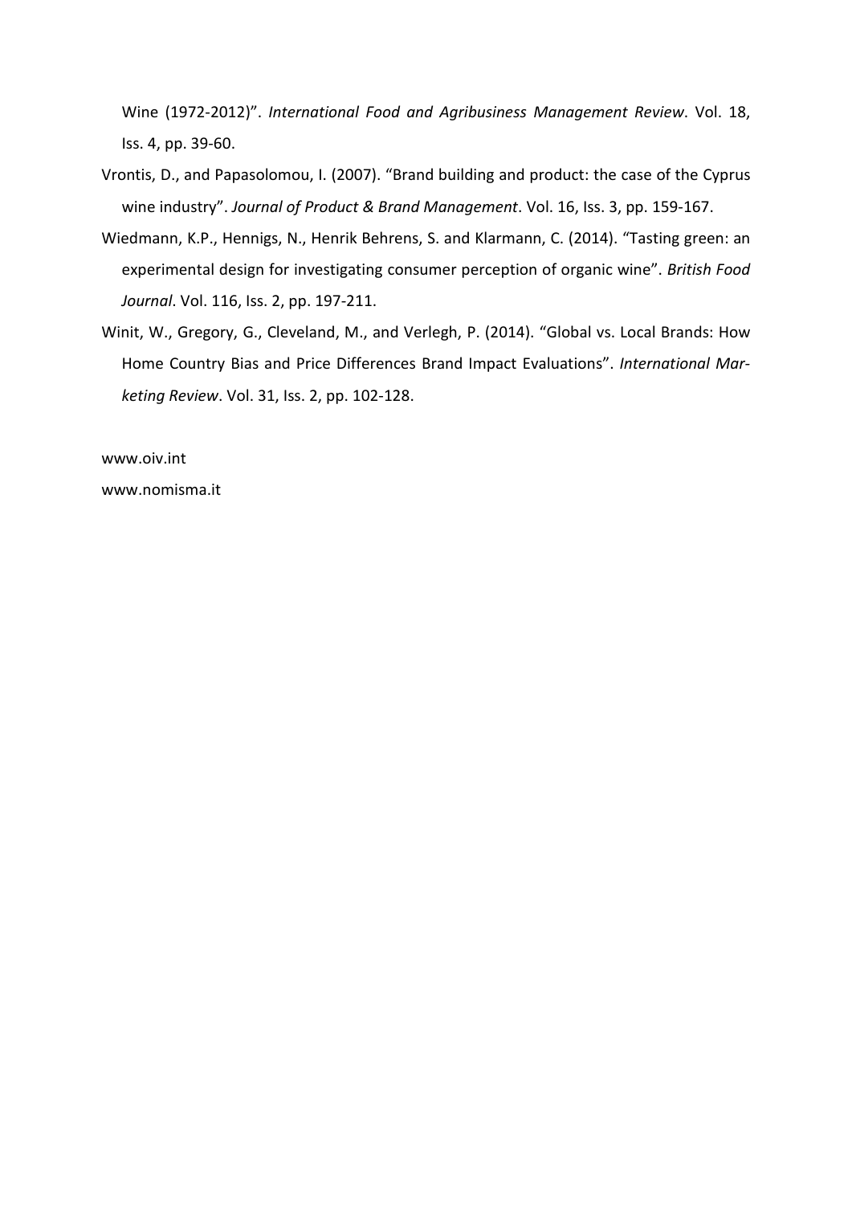Wine (1972-2012)". *International Food and Agribusiness Management Review*. Vol. 18, Iss. 4, pp. 39-60.

Vrontis, D., and Papasolomou, I. (2007). "Brand building and product: the case of the Cyprus wine industry". *Journal of Product & Brand Management*. Vol. 16, Iss. 3, pp. 159-167.

Wiedmann, K.P., Hennigs, N., Henrik Behrens, S. and Klarmann, C. (2014). "Tasting green: an experimental design for investigating consumer perception of organic wine". *British Food Journal*. Vol. 116, Iss. 2, pp. 197-211.

Winit, W., Gregory, G., Cleveland, M., and Verlegh, P. (2014). "Global vs. Local Brands: How Home Country Bias and Price Differences Brand Impact Evaluations". *International Marketing Review*. Vol. 31, Iss. 2, pp. 102-128.

www.oiv.int

www.nomisma.it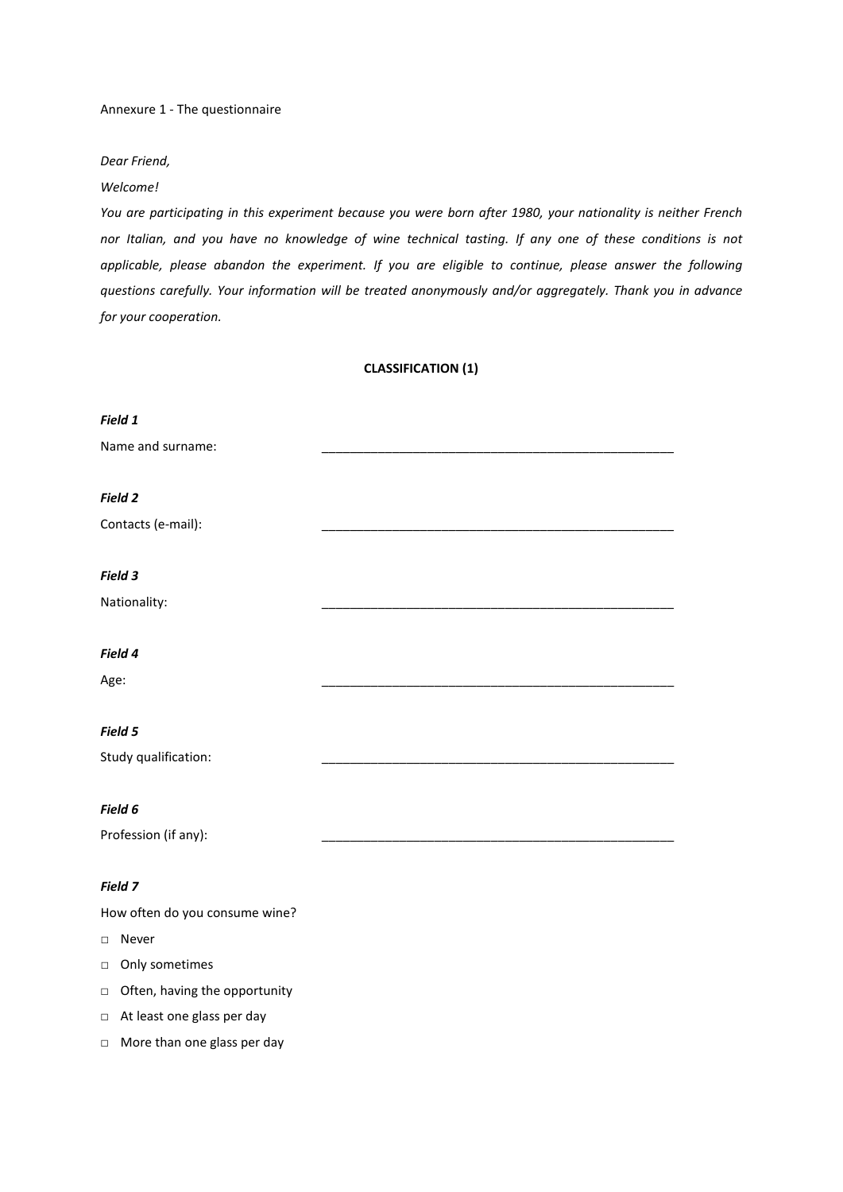Annexure 1 - The questionnaire

*Dear Friend,*

*Welcome!*

*You are participating in this experiment because you were born after 1980, your nationality is neither French nor Italian, and you have no knowledge of wine technical tasting. If any one of these conditions is not applicable, please abandon the experiment. If you are eligible to continue, please answer the following questions carefully. Your information will be treated anonymously and/or aggregately. Thank you in advance for your cooperation.*

**CLASSIFICATION (1)**

***Field 1***

Name and surname: ___________________________________________________

***Field 2***

Contacts (e-mail): ___________________________________________________

***Field 3***

Nationality: ___________________________________________________

***Field 4***

Age: ___________________________________________________

***Field 5***

Study qualification: ___________________________________________________

***Field 6***

Profession (if any): ___________________________________________________

***Field 7***

How often do you consume wine?

- □ Never
- □ Only sometimes
- □ Often, having the opportunity
- □ At least one glass per day
- □ More than one glass per day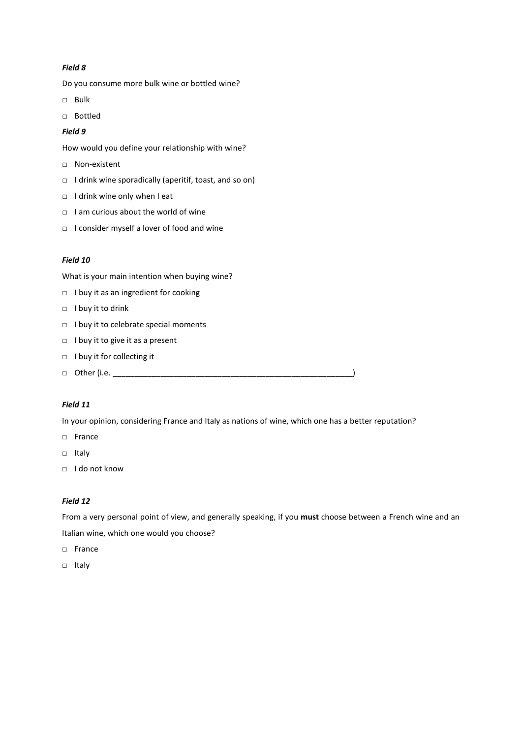*Field 8*

Do you consume more bulk wine or bottled wine?

□ Bulk

□ Bottled

*Field 9*

How would you define your relationship with wine?

□ Non-existent

□ I drink wine sporadically (aperitif, toast, and so on)

□ I drink wine only when I eat

□ I am curious about the world of wine

□ I consider myself a lover of food and wine

*Field 10*

What is your main intention when buying wine?

□ I buy it as an ingredient for cooking

□ I buy it to drink

□ I buy it to celebrate special moments

□ I buy it to give it as a present

□ I buy it for collecting it

□ Other (i.e. _______________________________________________________)

*Field 11*

In your opinion, considering France and Italy as nations of wine, which one has a better reputation?

□ France

□ Italy

□ I do not know

*Field 12*

From a very personal point of view, and generally speaking, if you **must** choose between a French wine and an Italian wine, which one would you choose?

□ France

□ Italy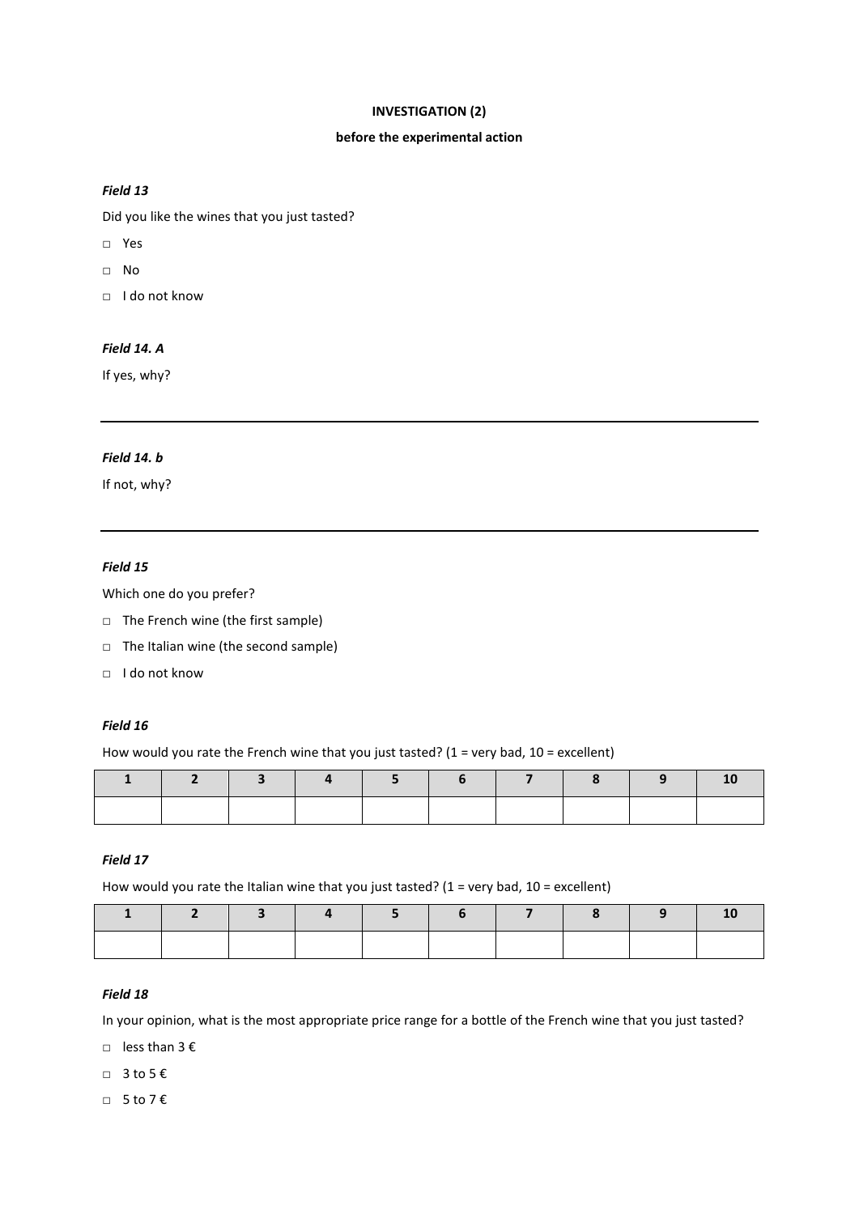**INVESTIGATION (2)**

**before the experimental action**

***Field 13***

Did you like the wines that you just tasted?

□ Yes

□ No

□ I do not know

***Field 14. A***

If yes, why?

---

***Field 14. b***

If not, why?

---

***Field 15***

Which one do you prefer?

□ The French wine (the first sample)

□ The Italian wine (the second sample)

□ I do not know

***Field 16***

How would you rate the French wine that you just tasted? (1 = very bad, 10 = excellent)

| 1 | 2 | 3 | 4 | 5 | 6 | 7 | 8 | 9 | 10 |
|---|---|---|---|---|---|---|---|---|---|
| | | | | | | | | | |

***Field 17***

How would you rate the Italian wine that you just tasted? (1 = very bad, 10 = excellent)

| 1 | 2 | 3 | 4 | 5 | 6 | 7 | 8 | 9 | 10 |
|---|---|---|---|---|---|---|---|---|---|
| | | | | | | | | | |

***Field 18***

In your opinion, what is the most appropriate price range for a bottle of the French wine that you just tasted?

□ less than 3 €

□ 3 to 5 €

□ 5 to 7 €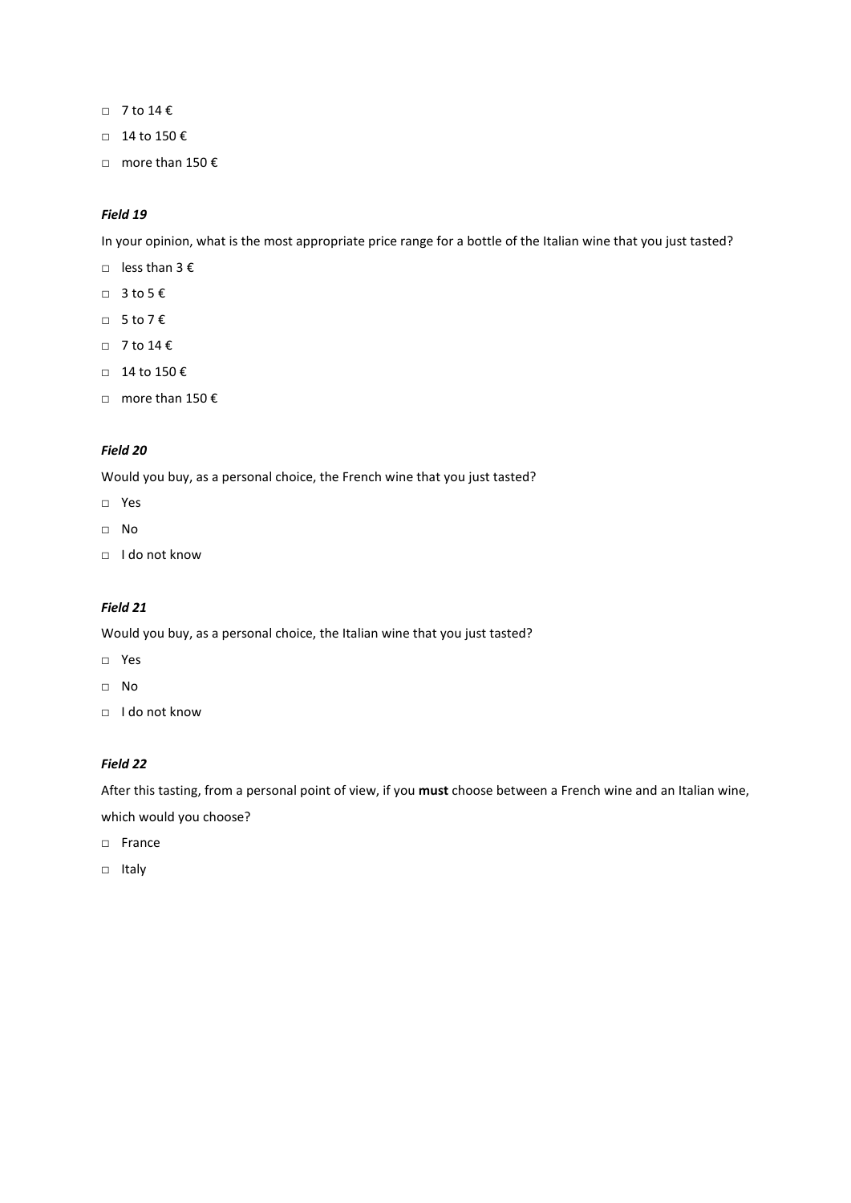- □ 7 to 14 €
- □ 14 to 150 €
- □ more than 150 €

*Field 19*

In your opinion, what is the most appropriate price range for a bottle of the Italian wine that you just tasted?

- □ less than 3 €
- □ 3 to 5 €
- □ 5 to 7 €
- □ 7 to 14 €
- □ 14 to 150 €
- □ more than 150 €

*Field 20*

Would you buy, as a personal choice, the French wine that you just tasted?

- □ Yes
- □ No
- □ I do not know

*Field 21*

Would you buy, as a personal choice, the Italian wine that you just tasted?

- □ Yes
- □ No
- □ I do not know

*Field 22*

After this tasting, from a personal point of view, if you **must** choose between a French wine and an Italian wine, which would you choose?

- □ France
- □ Italy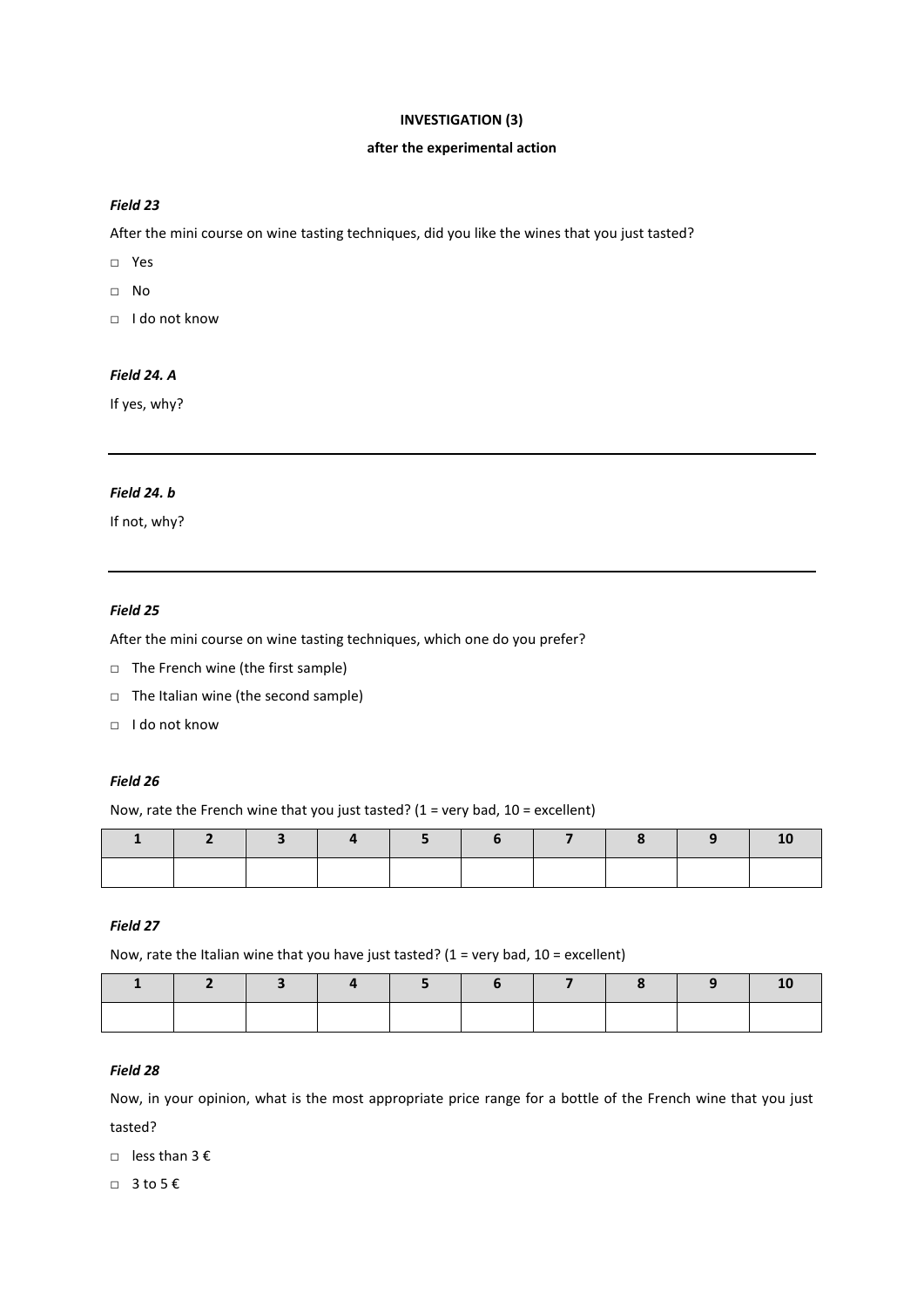**INVESTIGATION (3)**

**after the experimental action**

***Field 23***

After the mini course on wine tasting techniques, did you like the wines that you just tasted?

□ Yes

□ No

□ I do not know

***Field 24. A***

If yes, why?

---

***Field 24. b***

If not, why?

---

***Field 25***

After the mini course on wine tasting techniques, which one do you prefer?

□ The French wine (the first sample)

□ The Italian wine (the second sample)

□ I do not know

***Field 26***

Now, rate the French wine that you just tasted? (1 = very bad, 10 = excellent)

| 1 | 2 | 3 | 4 | 5 | 6 | 7 | 8 | 9 | 10 |
|---|---|---|---|---|---|---|---|---|---|
| | | | | | | | | | |

***Field 27***

Now, rate the Italian wine that you have just tasted? (1 = very bad, 10 = excellent)

| 1 | 2 | 3 | 4 | 5 | 6 | 7 | 8 | 9 | 10 |
|---|---|---|---|---|---|---|---|---|---|
| | | | | | | | | | |

***Field 28***

Now, in your opinion, what is the most appropriate price range for a bottle of the French wine that you just tasted?

□ less than 3 €

□ 3 to 5 €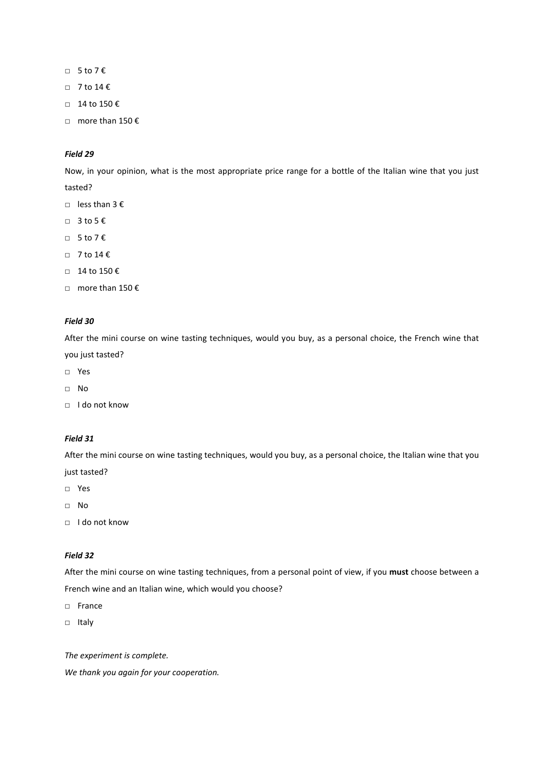- □ 5 to 7 €
- □ 7 to 14 €
- □ 14 to 150 €
- □ more than 150 €

***Field 29***

Now, in your opinion, what is the most appropriate price range for a bottle of the Italian wine that you just tasted?

- □ less than 3 €
- □ 3 to 5 €
- □ 5 to 7 €
- □ 7 to 14 €
- □ 14 to 150 €
- □ more than 150 €

***Field 30***

After the mini course on wine tasting techniques, would you buy, as a personal choice, the French wine that you just tasted?

- □ Yes
- □ No
- □ I do not know

***Field 31***

After the mini course on wine tasting techniques, would you buy, as a personal choice, the Italian wine that you just tasted?

- □ Yes
- □ No
- □ I do not know

***Field 32***

After the mini course on wine tasting techniques, from a personal point of view, if you **must** choose between a French wine and an Italian wine, which would you choose?

- □ France
- □ Italy

*The experiment is complete.*

*We thank you again for your cooperation.*